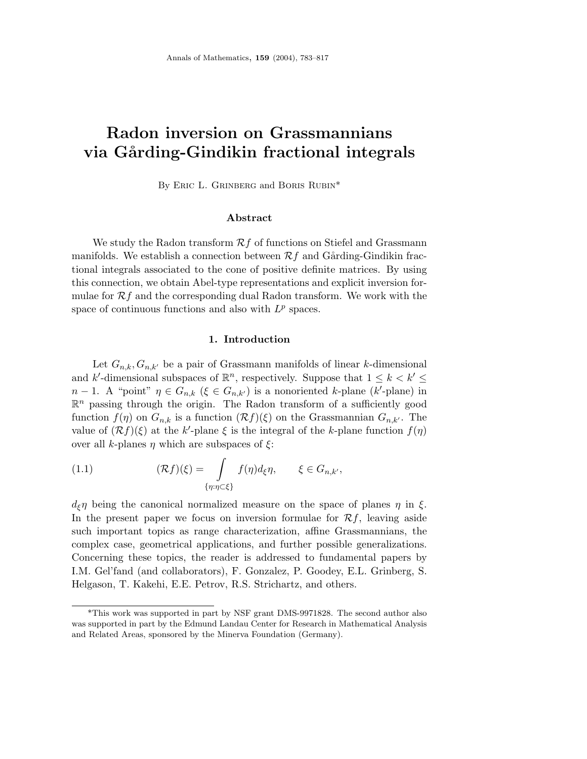# Radon inversion on Grassmannians via Gårding-Gindikin fractional integrals

By Eric L. Grinberg and Boris Rubin*

## Abstract

We study the Radon transform $\mathcal{R}f$ of functions on Stiefel and Grassmann manifolds. We establish a connection between $\mathcal{R}f$ and Gårding-Gindikin fractional integrals associated to the cone of positive definite matrices. By using this connection, we obtain Abel-type representations and explicit inversion formulae for $\mathcal{R}f$ and the corresponding dual Radon transform. We work with the space of continuous functions and also with $L^p$ spaces.

## 1. Introduction

Let $G_{n,k}, G_{n,k'}$ be a pair of Grassmann manifolds of linear $k$-dimensional and $k'$-dimensional subspaces of $\mathbb{R}^n$, respectively. Suppose that $1 \le k < k' \le n-1$. A "point" $\eta \in G_{n,k}$ ($\xi \in G_{n,k'}$) is a nonoriented $k$-plane ($k'$-plane) in $\mathbb{R}^n$ passing through the origin. The Radon transform of a sufficiently good function $f(\eta)$ on $G_{n,k}$ is a function $(\mathcal{R}f)(\xi)$ on the Grassmannian $G_{n,k'}$. The value of $(\mathcal{R}f)(\xi)$ at the $k'$-plane $\xi$ is the integral of the $k$-plane function $f(\eta)$ over all $k$-planes $\eta$ which are subspaces of $\xi$:

$$
(\mathcal{R}f)(\xi) = \int\limits_{\{\eta:\eta\subset\xi\}} f(\eta) d_\xi \eta, \qquad \xi \in G_{n,k'}, \tag{1.1}
$$

$d_\xi \eta$ being the canonical normalized measure on the space of planes $\eta$ in $\xi$. In the present paper we focus on inversion formulae for $\mathcal{R}f$, leaving aside such important topics as range characterization, affine Grassmannians, the complex case, geometrical applications, and further possible generalizations. Concerning these topics, the reader is addressed to fundamental papers by I.M. Gel'fand (and collaborators), F. Gonzalez, P. Goodey, E.L. Grinberg, S. Helgason, T. Kakehi, E.E. Petrov, R.S. Strichartz, and others.

*This work was supported in part by NSF grant DMS-9971828. The second author also was supported in part by the Edmund Landau Center for Research in Mathematical Analysis and Related Areas, sponsored by the Minerva Foundation (Germany).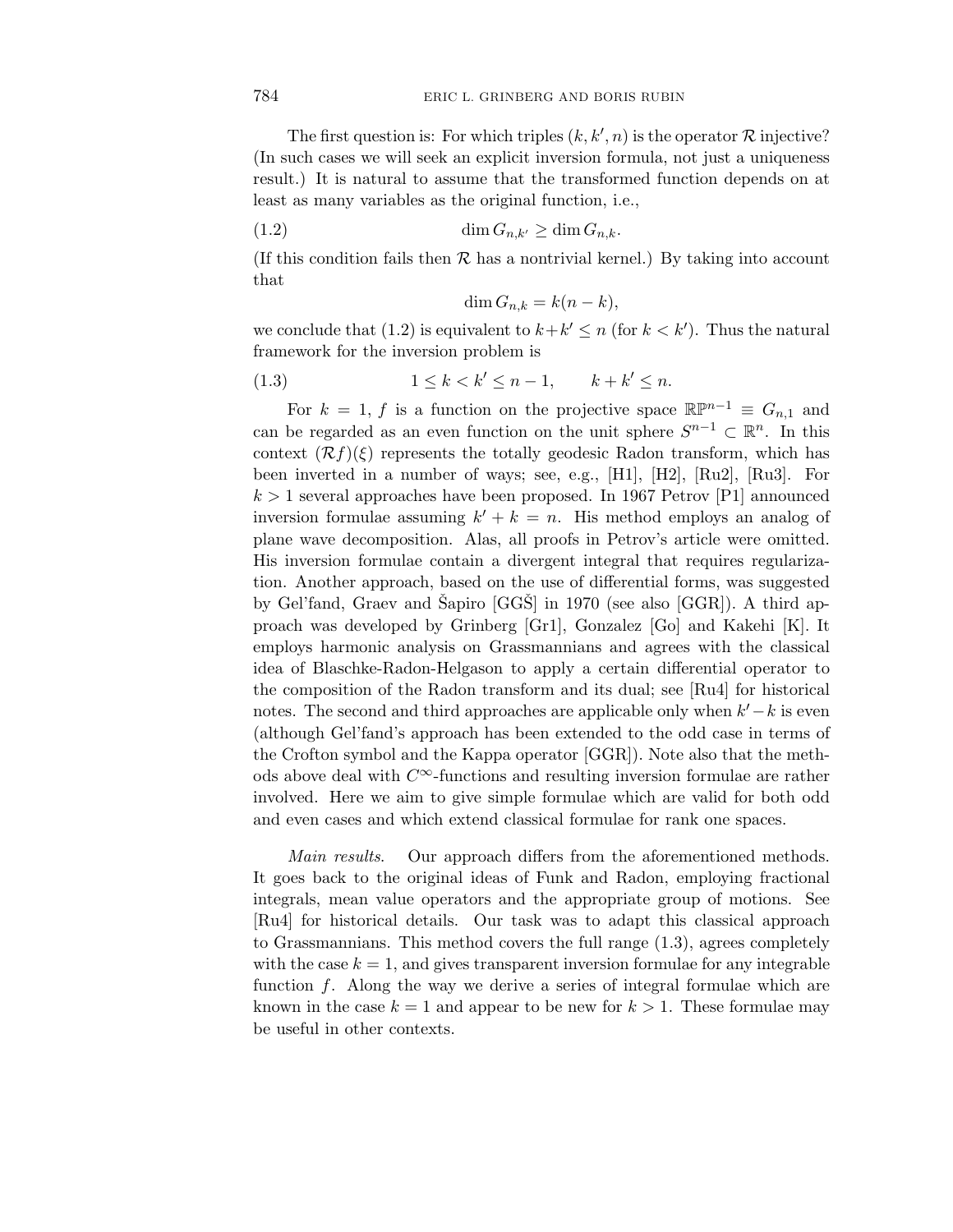The first question is: For which triples $(k, k', n)$ is the operator $\mathcal{R}$ injective? (In such cases we will seek an explicit inversion formula, not just a uniqueness result.) It is natural to assume that the transformed function depends on at least as many variables as the original function, i.e.,

$$\dim G_{n,k'} \geq \dim G_{n,k}. \tag{1.2}$$

(If this condition fails then $\mathcal{R}$ has a nontrivial kernel.) By taking into account that

$$\dim G_{n,k} = k(n-k),$$

we conclude that (1.2) is equivalent to $k+k' \leq n$ (for $k < k'$). Thus the natural framework for the inversion problem is

$$1 \leq k < k' \leq n-1, \qquad k+k' \leq n. \tag{1.3}$$

For $k = 1$, $f$ is a function on the projective space $\mathbb{RP}^{n-1} \equiv G_{n,1}$ and can be regarded as an even function on the unit sphere $S^{n-1} \subset \mathbb{R}^n$. In this context $(\mathcal{R}f)(\xi)$ represents the totally geodesic Radon transform, which has been inverted in a number of ways; see, e.g., [H1], [H2], [Ru2], [Ru3]. For $k > 1$ several approaches have been proposed. In 1967 Petrov [P1] announced inversion formulae assuming $k' + k = n$. His method employs an analog of plane wave decomposition. Alas, all proofs in Petrov's article were omitted. His inversion formulae contain a divergent integral that requires regularization. Another approach, based on the use of differential forms, was suggested by Gel'fand, Graev and Šapiro [GGŠ] in 1970 (see also [GGR]). A third approach was developed by Grinberg [Gr1], Gonzalez [Go] and Kakehi [K]. It employs harmonic analysis on Grassmannians and agrees with the classical idea of Blaschke-Radon-Helgason to apply a certain differential operator to the composition of the Radon transform and its dual; see [Ru4] for historical notes. The second and third approaches are applicable only when $k' - k$ is even (although Gel'fand's approach has been extended to the odd case in terms of the Crofton symbol and the Kappa operator [GGR]). Note also that the methods above deal with $C^\infty$-functions and resulting inversion formulae are rather involved. Here we aim to give simple formulae which are valid for both odd and even cases and which extend classical formulae for rank one spaces.

*Main results.* Our approach differs from the aforementioned methods. It goes back to the original ideas of Funk and Radon, employing fractional integrals, mean value operators and the appropriate group of motions. See [Ru4] for historical details. Our task was to adapt this classical approach to Grassmannians. This method covers the full range (1.3), agrees completely with the case $k = 1$, and gives transparent inversion formulae for any integrable function $f$. Along the way we derive a series of integral formulae which are known in the case $k = 1$ and appear to be new for $k > 1$. These formulae may be useful in other contexts.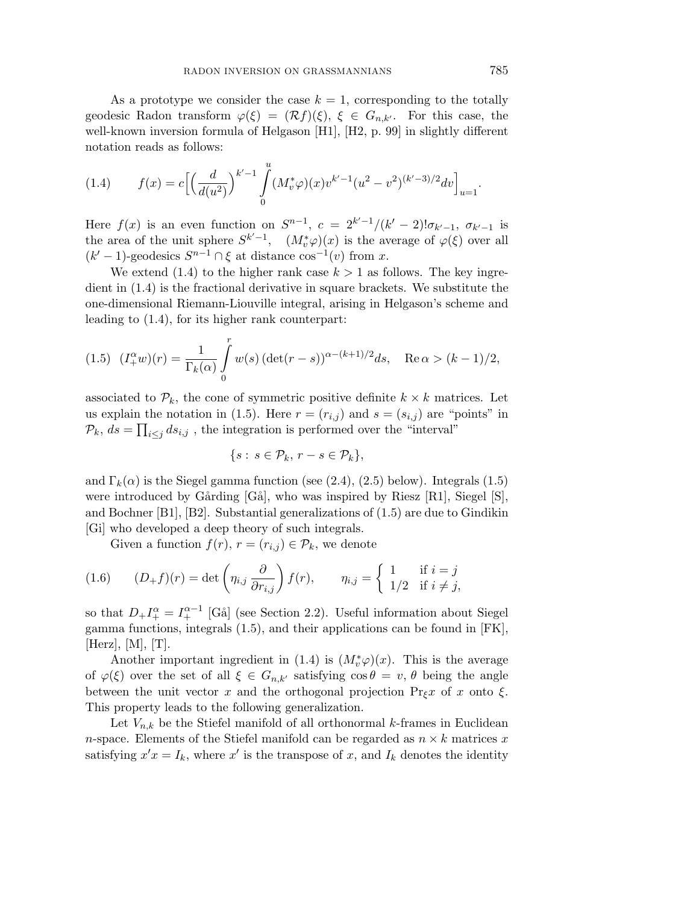As a prototype we consider the case $k = 1$, corresponding to the totally geodesic Radon transform $\varphi(\xi) = (\mathcal{R}f)(\xi)$, $\xi \in G_{n,k'}$. For this case, the well-known inversion formula of Helgason [H1], [H2, p. 99] in slightly different notation reads as follows:

$$f(x) = c\Big[\Big(\frac{d}{d(u^2)}\Big)^{k'-1} \int\limits_0^u (M_v^*\varphi)(x) v^{k'-1}(u^2 - v^2)^{(k'-3)/2} dv\Big]_{u=1}. \tag{1.4}$$

Here $f(x)$ is an even function on $S^{n-1}$, $c = 2^{k'-1}/(k'-2)!\sigma_{k'-1}$, $\sigma_{k'-1}$ is the area of the unit sphere $S^{k'-1}$, $(M_v^*\varphi)(x)$ is the average of $\varphi(\xi)$ over all $(k'-1)$-geodesics $S^{n-1} \cap \xi$ at distance $\cos^{-1}(v)$ from $x$.

We extend (1.4) to the higher rank case $k > 1$ as follows. The key ingredient in (1.4) is the fractional derivative in square brackets. We substitute the one-dimensional Riemann-Liouville integral, arising in Helgason's scheme and leading to (1.4), for its higher rank counterpart:

$$(I_+^\alpha w)(r) = \frac{1}{\Gamma_k(\alpha)} \int\limits_0^r w(s) \left(\det(r - s)\right)^{\alpha - (k+1)/2} ds, \quad \mathrm{Re}\,\alpha > (k-1)/2, \tag{1.5}$$

associated to $\mathcal{P}_k$, the cone of symmetric positive definite $k \times k$ matrices. Let us explain the notation in (1.5). Here $r = (r_{i,j})$ and $s = (s_{i,j})$ are "points" in $\mathcal{P}_k$, $ds = \prod_{i \le j} ds_{i,j}$ , the integration is performed over the "interval"

$$\{s :\ s \in \mathcal{P}_k,\ r - s \in \mathcal{P}_k\},$$

and $\Gamma_k(\alpha)$ is the Siegel gamma function (see (2.4), (2.5) below). Integrals (1.5) were introduced by Gårding [Gå], who was inspired by Riesz [R1], Siegel [S], and Bochner [B1], [B2]. Substantial generalizations of (1.5) are due to Gindikin [Gi] who developed a deep theory of such integrals.

Given a function $f(r)$, $r = (r_{i,j}) \in \mathcal{P}_k$, we denote

$$(D_+ f)(r) = \det\left(\eta_{i,j} \frac{\partial}{\partial r_{i,j}}\right) f(r), \qquad \eta_{i,j} = \begin{cases} 1 & \text{if } i = j \\ 1/2 & \text{if } i \ne j, \end{cases} \tag{1.6}$$

so that $D_+ I_+^\alpha = I_+^{\alpha - 1}$ [Gå] (see Section 2.2). Useful information about Siegel gamma functions, integrals (1.5), and their applications can be found in [FK], [Herz], [M], [T].

Another important ingredient in (1.4) is $(M_v^*\varphi)(x)$. This is the average of $\varphi(\xi)$ over the set of all $\xi \in G_{n,k'}$ satisfying $\cos\theta = v$, $\theta$ being the angle between the unit vector $x$ and the orthogonal projection $\mathrm{Pr}_\xi x$ of $x$ onto $\xi$. This property leads to the following generalization.

Let $V_{n,k}$ be the Stiefel manifold of all orthonormal $k$-frames in Euclidean $n$-space. Elements of the Stiefel manifold can be regarded as $n \times k$ matrices $x$ satisfying $x'x = I_k$, where $x'$ is the transpose of $x$, and $I_k$ denotes the identity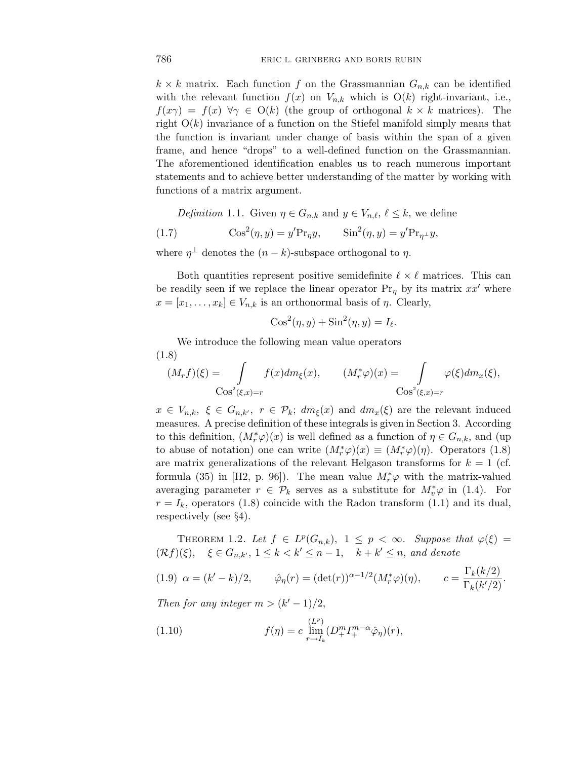$k \times k$ matrix. Each function $f$ on the Grassmannian $G_{n,k}$ can be identified with the relevant function $f(x)$ on $V_{n,k}$ which is $\mathrm{O}(k)$ right-invariant, i.e., $f(x\gamma) = f(x)$ $\forall \gamma \in \mathrm{O}(k)$ (the group of orthogonal $k \times k$ matrices). The right $\mathrm{O}(k)$ invariance of a function on the Stiefel manifold simply means that the function is invariant under change of basis within the span of a given frame, and hence "drops" to a well-defined function on the Grassmannian. The aforementioned identification enables us to reach numerous important statements and to achieve better understanding of the matter by working with functions of a matrix argument.

*Definition* 1.1. Given $\eta \in G_{n,k}$ and $y \in V_{n,\ell}$, $\ell \le k$, we define

$$\mathrm{Cos}^2(\eta, y) = y'\mathrm{Pr}_{\eta} y, \qquad \mathrm{Sin}^2(\eta, y) = y'\mathrm{Pr}_{\eta^\perp} y, \tag{1.7}$$

where $\eta^\perp$ denotes the $(n-k)$-subspace orthogonal to $\eta$.

Both quantities represent positive semidefinite $\ell \times \ell$ matrices. This can be readily seen if we replace the linear operator $\mathrm{Pr}_\eta$ by its matrix $xx'$ where $x = [x_1, \ldots, x_k] \in V_{n,k}$ is an orthonormal basis of $\eta$. Clearly,

$$\mathrm{Cos}^2(\eta, y) + \mathrm{Sin}^2(\eta, y) = I_\ell.$$

We introduce the following mean value operators

$$(M_r f)(\xi) = \int\limits_{\mathrm{Cos}^2(\xi,x)=r} f(x) dm_\xi(x), \qquad (M_r^* \varphi)(x) = \int\limits_{\mathrm{Cos}^2(\xi,x)=r} \varphi(\xi) dm_x(\xi), \tag{1.8}$$

$x \in V_{n,k}$, $\xi \in G_{n,k'}$, $r \in \mathcal{P}_k$; $dm_\xi(x)$ and $dm_x(\xi)$ are the relevant induced measures. A precise definition of these integrals is given in Section 3. According to this definition, $(M_r^*\varphi)(x)$ is well defined as a function of $\eta \in G_{n,k}$, and (up to abuse of notation) one can write $(M_r^*\varphi)(x) \equiv (M_r^*\varphi)(\eta)$. Operators (1.8) are matrix generalizations of the relevant Helgason transforms for $k = 1$ (cf. formula (35) in [H2, p. 96]). The mean value $M_r^*\varphi$ with the matrix-valued averaging parameter $r \in \mathcal{P}_k$ serves as a substitute for $M_v^*\varphi$ in (1.4). For $r = I_k$, operators (1.8) coincide with the Radon transform (1.1) and its dual, respectively (see §4).

THEOREM 1.2. *Let $f \in L^p(G_{n,k})$, $1 \le p < \infty$. Suppose that $\varphi(\xi) = (\mathcal{R}f)(\xi)$, $\xi \in G_{n,k'}$, $1 \le k < k' \le n-1$, $k + k' \le n$, and denote*

$$\alpha = (k'-k)/2, \qquad \hat{\varphi}_\eta(r) = (\det(r))^{\alpha - 1/2} (M_r^*\varphi)(\eta), \qquad c = \frac{\Gamma_k(k/2)}{\Gamma_k(k'/2)}. \tag{1.9}$$

*Then for any integer $m > (k'-1)/2$,*

$$f(\eta) = c \overset{(L^p)}{\lim_{r \to I_k}} (D_+^m I_+^{m-\alpha} \hat{\varphi}_\eta)(r), \tag{1.10}$$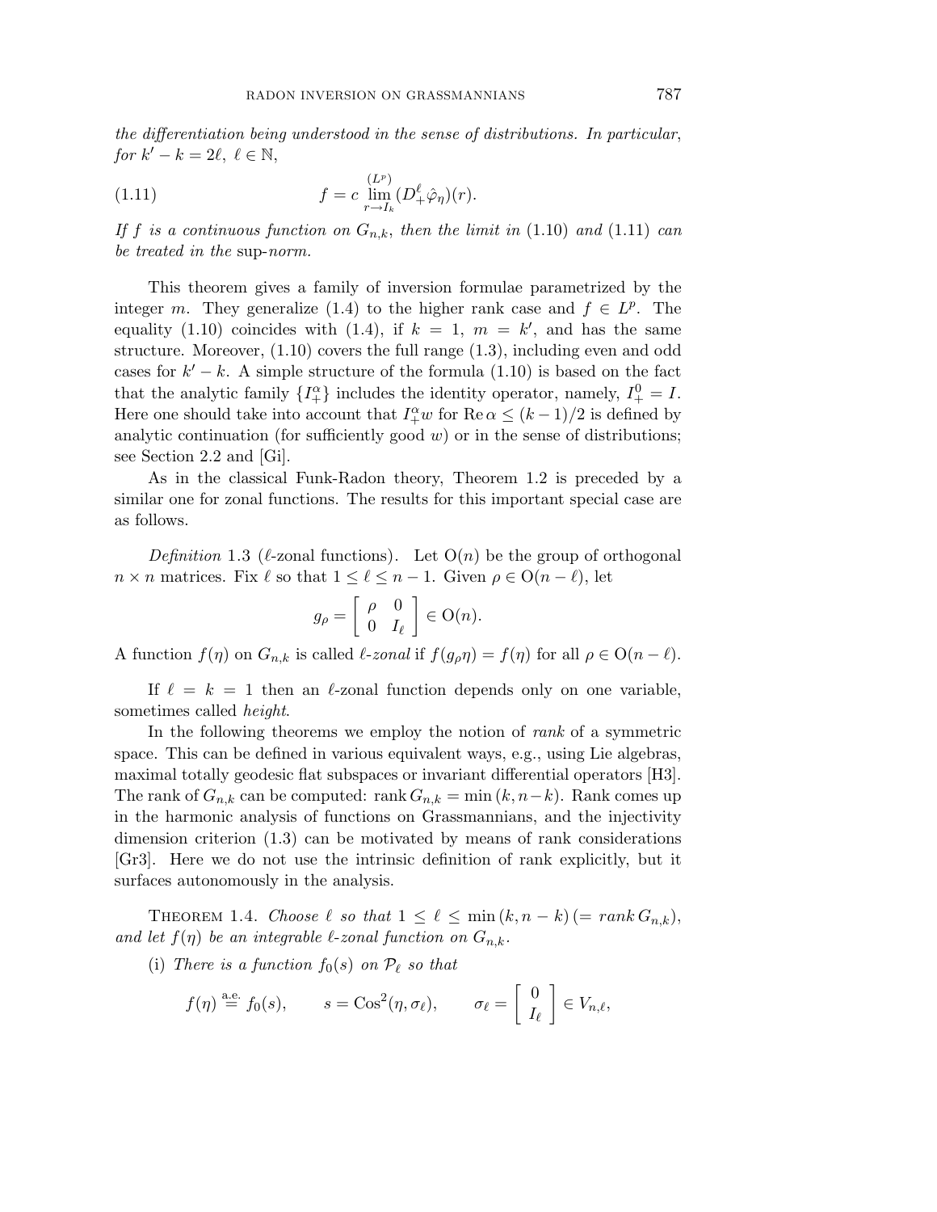*the differentiation being understood in the sense of distributions. In particular, for* $k'-k=2\ell,\ \ell\in\mathbb{N}$,

$$f = c \overset{(L^p)}{\lim_{r\to I_k}} (D_+^\ell \hat{\varphi}_\eta)(r). \tag{1.11}$$

*If* $f$ *is a continuous function on* $G_{n,k}$*, then the limit in* (1.10) *and* (1.11) *can be treated in the* sup*-norm.*

This theorem gives a family of inversion formulae parametrized by the integer $m$. They generalize (1.4) to the higher rank case and $f\in L^p$. The equality (1.10) coincides with (1.4), if $k=1,\ m=k'$, and has the same structure. Moreover, (1.10) covers the full range (1.3), including even and odd cases for $k'-k$. A simple structure of the formula (1.10) is based on the fact that the analytic family $\{I_+^\alpha\}$ includes the identity operator, namely, $I_+^0=I$. Here one should take into account that $I_+^\alpha w$ for $\operatorname{Re}\alpha\le (k-1)/2$ is defined by analytic continuation (for sufficiently good $w$) or in the sense of distributions; see Section 2.2 and [Gi].

As in the classical Funk-Radon theory, Theorem 1.2 is preceded by a similar one for zonal functions. The results for this important special case are as follows.

*Definition* 1.3 ($\ell$-zonal functions). Let $\mathrm{O}(n)$ be the group of orthogonal $n\times n$ matrices. Fix $\ell$ so that $1\le \ell\le n-1$. Given $\rho\in \mathrm{O}(n-\ell)$, let

$$g_\rho = \left[\begin{array}{cc} \rho & 0 \\ 0 & I_\ell \end{array}\right] \in \mathrm{O}(n).$$

A function $f(\eta)$ on $G_{n,k}$ is called *$\ell$-zonal* if $f(g_\rho\eta)=f(\eta)$ for all $\rho\in\mathrm{O}(n-\ell)$.

If $\ell=k=1$ then an $\ell$-zonal function depends only on one variable, sometimes called *height*.

In the following theorems we employ the notion of *rank* of a symmetric space. This can be defined in various equivalent ways, e.g., using Lie algebras, maximal totally geodesic flat subspaces or invariant differential operators [H3]. The rank of $G_{n,k}$ can be computed: $\operatorname{rank} G_{n,k}=\min(k,n-k)$. Rank comes up in the harmonic analysis of functions on Grassmannians, and the injectivity dimension criterion (1.3) can be motivated by means of rank considerations [Gr3]. Here we do not use the intrinsic definition of rank explicitly, but it surfaces autonomously in the analysis.

Theorem 1.4. *Choose* $\ell$ *so that* $1\le\ell\le\min(k,n-k)\,(=\operatorname{rank} G_{n,k})$*, and let* $f(\eta)$ *be an integrable* $\ell$*-zonal function on* $G_{n,k}$.

(i) *There is a function* $f_0(s)$ *on* $\mathcal{P}_\ell$ *so that*

$$f(\eta) \overset{\text{a.e.}}{=} f_0(s), \qquad s=\mathrm{Cos}^2(\eta,\sigma_\ell), \qquad \sigma_\ell = \left[\begin{array}{c} 0 \\ I_\ell \end{array}\right] \in V_{n,\ell},$$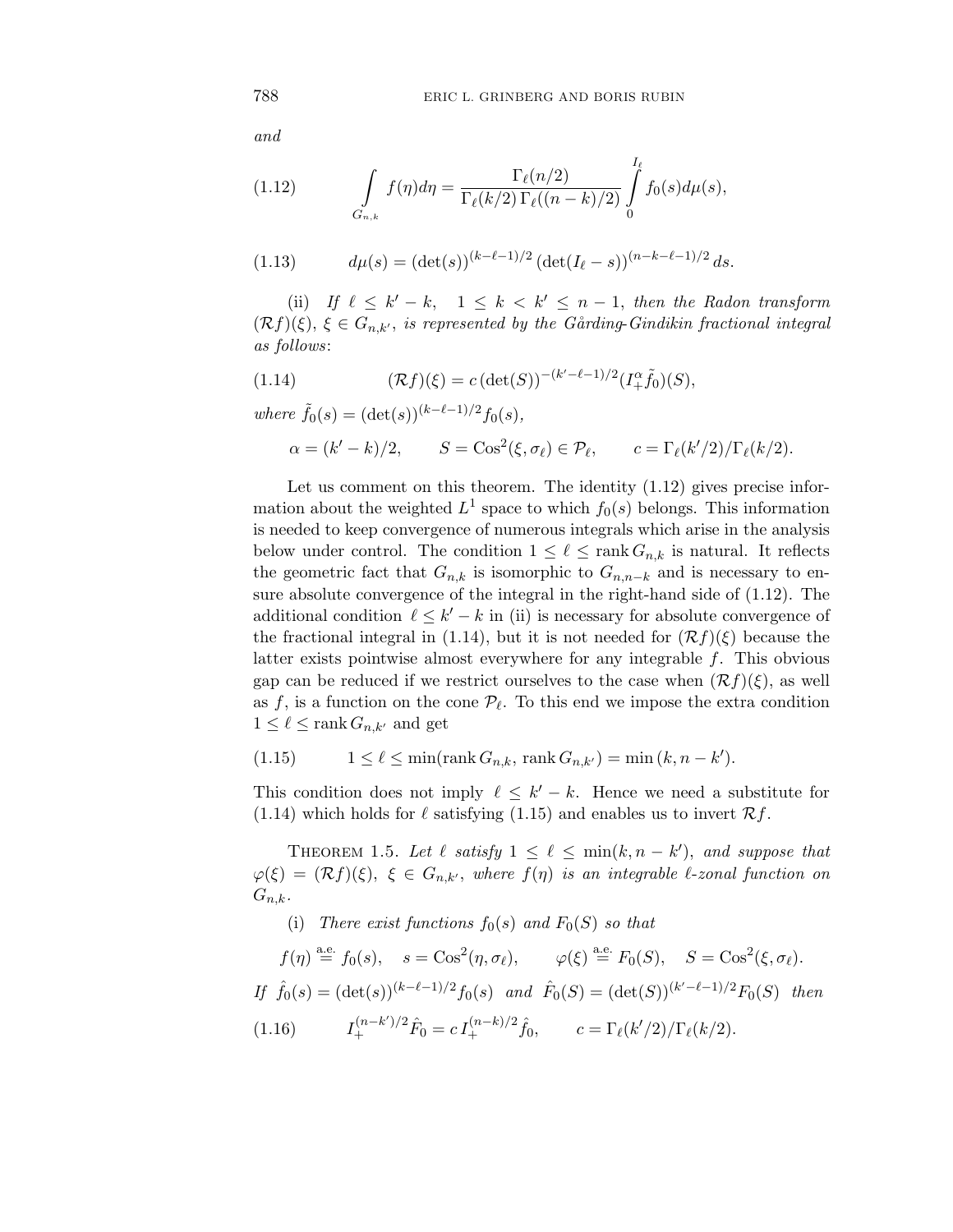*and*

$$\int\limits_{G_{n,k}} f(\eta) d\eta = \frac{\Gamma_\ell(n/2)}{\Gamma_\ell(k/2)\,\Gamma_\ell((n-k)/2)} \int\limits_0^{I_\ell} f_0(s) d\mu(s), \tag{1.12}$$

$$d\mu(s) = (\det(s))^{(k-\ell-1)/2}\,(\det(I_\ell - s))^{(n-k-\ell-1)/2}\,ds. \tag{1.13}$$

(ii) *If* $\ell \le k' - k$, $\quad 1 \le k < k' \le n-1$, *then the Radon transform* $(\mathcal{R}f)(\xi)$, $\xi \in G_{n,k'}$, *is represented by the Gårding-Gindikin fractional integral as follows*:

$$(\mathcal{R}f)(\xi) = c\,(\det(S))^{-(k'-\ell-1)/2} (I_+^\alpha \tilde{f}_0)(S), \tag{1.14}$$

*where* $\tilde{f}_0(s) = (\det(s))^{(k-\ell-1)/2} f_0(s)$,

$$\alpha = (k'-k)/2, \qquad S = \mathrm{Cos}^2(\xi, \sigma_\ell) \in \mathcal{P}_\ell, \qquad c = \Gamma_\ell(k'/2)/\Gamma_\ell(k/2).$$

Let us comment on this theorem. The identity (1.12) gives precise information about the weighted $L^1$ space to which $f_0(s)$ belongs. This information is needed to keep convergence of numerous integrals which arise in the analysis below under control. The condition $1 \le \ell \le \operatorname{rank} G_{n,k}$ is natural. It reflects the geometric fact that $G_{n,k}$ is isomorphic to $G_{n,n-k}$ and is necessary to ensure absolute convergence of the integral in the right-hand side of (1.12). The additional condition $\ell \le k' - k$ in (ii) is necessary for absolute convergence of the fractional integral in (1.14), but it is not needed for $(\mathcal{R}f)(\xi)$ because the latter exists pointwise almost everywhere for any integrable $f$. This obvious gap can be reduced if we restrict ourselves to the case when $(\mathcal{R}f)(\xi)$, as well as $f$, is a function on the cone $\mathcal{P}_\ell$. To this end we impose the extra condition $1 \le \ell \le \operatorname{rank} G_{n,k'}$ and get

$$1 \le \ell \le \min(\operatorname{rank} G_{n,k},\, \operatorname{rank} G_{n,k'}) = \min(k, n-k'). \tag{1.15}$$

This condition does not imply $\ell \le k' - k$. Hence we need a substitute for (1.14) which holds for $\ell$ satisfying (1.15) and enables us to invert $\mathcal{R}f$.

Theorem 1.5. *Let $\ell$ satisfy $1 \le \ell \le \min(k, n-k')$, and suppose that $\varphi(\xi) = (\mathcal{R}f)(\xi)$, $\xi \in G_{n,k'}$, where $f(\eta)$ is an integrable $\ell$-zonal function on $G_{n,k}$.*

(i) *There exist functions $f_0(s)$ and $F_0(S)$ so that*

$$f(\eta) \overset{\text{a.e.}}{=} f_0(s), \quad s = \mathrm{Cos}^2(\eta, \sigma_\ell), \qquad \varphi(\xi) \overset{\text{a.e.}}{=} F_0(S), \quad S = \mathrm{Cos}^2(\xi, \sigma_\ell).$$

*If* $\hat{f}_0(s) = (\det(s))^{(k-\ell-1)/2} f_0(s)$ *and* $\hat{F}_0(S) = (\det(S))^{(k'-\ell-1)/2} F_0(S)$ *then*

$$I_+^{(n-k')/2} \hat{F}_0 = c\, I_+^{(n-k)/2} \hat{f}_0, \qquad c = \Gamma_\ell(k'/2)/\Gamma_\ell(k/2). \tag{1.16}$$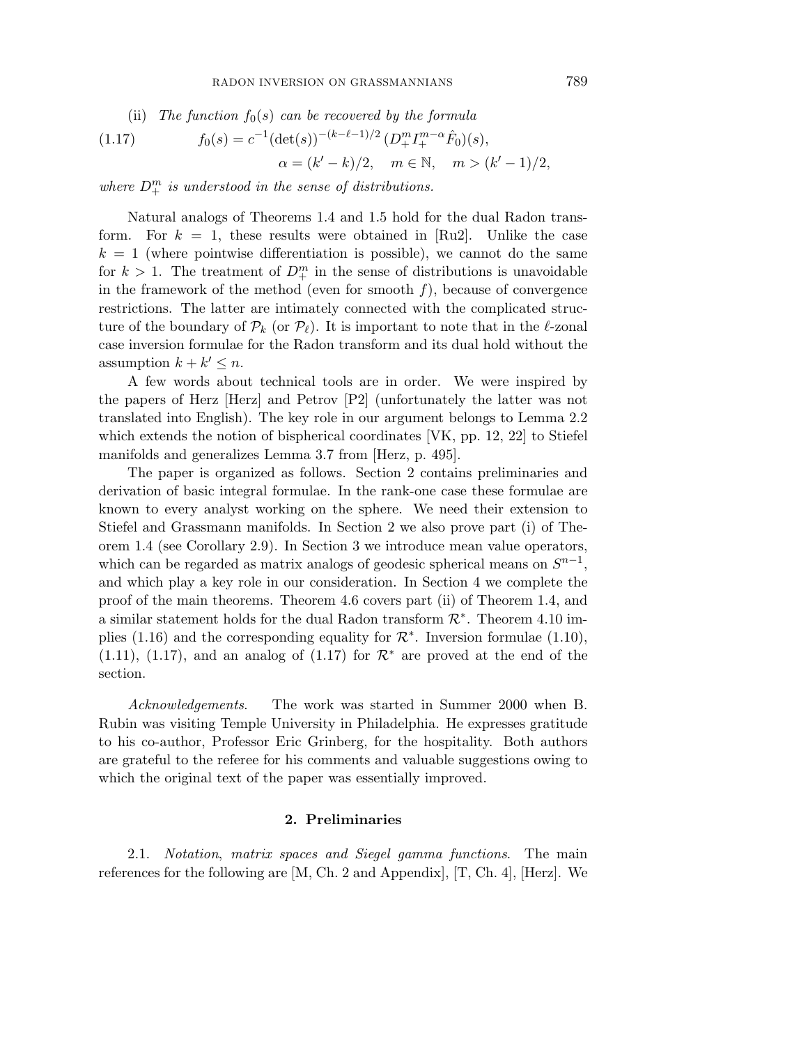(ii) *The function $f_0(s)$ can be recovered by the formula*

$$f_0(s) = c^{-1}(\det(s))^{-(k-\ell-1)/2}\,(D_+^m I_+^{m-\alpha}\hat{F}_0)(s), \tag{1.17}$$

$$\alpha = (k'-k)/2, \quad m \in \mathbb{N}, \quad m > (k'-1)/2,$$

*where $D_+^m$ is understood in the sense of distributions.*

Natural analogs of Theorems 1.4 and 1.5 hold for the dual Radon transform. For $k = 1$, these results were obtained in [Ru2]. Unlike the case $k = 1$ (where pointwise differentiation is possible), we cannot do the same for $k > 1$. The treatment of $D_+^m$ in the sense of distributions is unavoidable in the framework of the method (even for smooth $f$), because of convergence restrictions. The latter are intimately connected with the complicated structure of the boundary of $\mathcal{P}_k$ (or $\mathcal{P}_\ell$). It is important to note that in the $\ell$-zonal case inversion formulae for the Radon transform and its dual hold without the assumption $k + k' \leq n$.

A few words about technical tools are in order. We were inspired by the papers of Herz [Herz] and Petrov [P2] (unfortunately the latter was not translated into English). The key role in our argument belongs to Lemma 2.2 which extends the notion of bispherical coordinates [VK, pp. 12, 22] to Stiefel manifolds and generalizes Lemma 3.7 from [Herz, p. 495].

The paper is organized as follows. Section 2 contains preliminaries and derivation of basic integral formulae. In the rank-one case these formulae are known to every analyst working on the sphere. We need their extension to Stiefel and Grassmann manifolds. In Section 2 we also prove part (i) of Theorem 1.4 (see Corollary 2.9). In Section 3 we introduce mean value operators, which can be regarded as matrix analogs of geodesic spherical means on $S^{n-1}$, and which play a key role in our consideration. In Section 4 we complete the proof of the main theorems. Theorem 4.6 covers part (ii) of Theorem 1.4, and a similar statement holds for the dual Radon transform $\mathcal{R}^*$. Theorem 4.10 implies (1.16) and the corresponding equality for $\mathcal{R}^*$. Inversion formulae (1.10), (1.11), (1.17), and an analog of (1.17) for $\mathcal{R}^*$ are proved at the end of the section.

*Acknowledgements.* The work was started in Summer 2000 when B. Rubin was visiting Temple University in Philadelphia. He expresses gratitude to his co-author, Professor Eric Grinberg, for the hospitality. Both authors are grateful to the referee for his comments and valuable suggestions owing to which the original text of the paper was essentially improved.

## 2. Preliminaries

2.1. *Notation, matrix spaces and Siegel gamma functions.* The main references for the following are [M, Ch. 2 and Appendix], [T, Ch. 4], [Herz]. We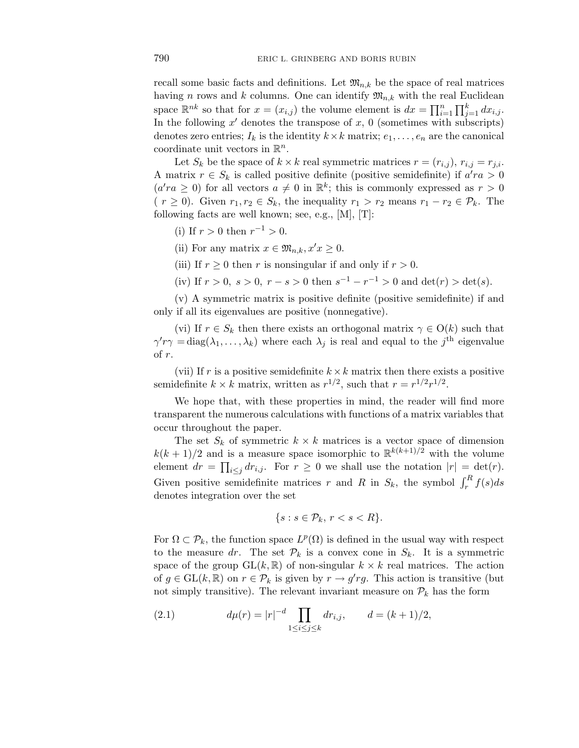recall some basic facts and definitions. Let $\mathfrak{M}_{n,k}$ be the space of real matrices having $n$ rows and $k$ columns. One can identify $\mathfrak{M}_{n,k}$ with the real Euclidean space $\mathbb{R}^{nk}$ so that for $x = (x_{i,j})$ the volume element is $dx = \prod_{i=1}^{n} \prod_{j=1}^{k} dx_{i,j}$. In the following $x'$ denotes the transpose of $x$, 0 (sometimes with subscripts) denotes zero entries; $I_k$ is the identity $k \times k$ matrix; $e_1, \ldots, e_n$ are the canonical coordinate unit vectors in $\mathbb{R}^n$.

Let $S_k$ be the space of $k \times k$ real symmetric matrices $r = (r_{i,j})$, $r_{i,j} = r_{j,i}$. A matrix $r \in S_k$ is called positive definite (positive semidefinite) if $a'ra > 0$ ($a'ra \geq 0$) for all vectors $a \neq 0$ in $\mathbb{R}^k$; this is commonly expressed as $r > 0$ ( $r \geq 0$). Given $r_1, r_2 \in S_k$, the inequality $r_1 > r_2$ means $r_1 - r_2 \in \mathcal{P}_k$. The following facts are well known; see, e.g., [M], [T]:

(i) If $r > 0$ then $r^{-1} > 0$.

(ii) For any matrix $x \in \mathfrak{M}_{n,k}, x'x \geq 0$.

(iii) If $r \geq 0$ then $r$ is nonsingular if and only if $r > 0$.

(iv) If $r > 0,\ s > 0,\ r - s > 0$ then $s^{-1} - r^{-1} > 0$ and $\det(r) > \det(s)$.

(v) A symmetric matrix is positive definite (positive semidefinite) if and only if all its eigenvalues are positive (nonnegative).

(vi) If $r \in S_k$ then there exists an orthogonal matrix $\gamma \in \mathrm{O}(k)$ such that $\gamma' r \gamma = \mathrm{diag}(\lambda_1, \ldots, \lambda_k)$ where each $\lambda_j$ is real and equal to the $j^{\text{th}}$ eigenvalue of $r$.

(vii) If $r$ is a positive semidefinite $k \times k$ matrix then there exists a positive semidefinite $k \times k$ matrix, written as $r^{1/2}$, such that $r = r^{1/2} r^{1/2}$.

We hope that, with these properties in mind, the reader will find more transparent the numerous calculations with functions of a matrix variables that occur throughout the paper.

The set $S_k$ of symmetric $k \times k$ matrices is a vector space of dimension $k(k+1)/2$ and is a measure space isomorphic to $\mathbb{R}^{k(k+1)/2}$ with the volume element $dr = \prod_{i \leq j} dr_{i,j}$. For $r \geq 0$ we shall use the notation $|r| = \det(r)$. Given positive semidefinite matrices $r$ and $R$ in $S_k$, the symbol $\int_r^R f(s) ds$ denotes integration over the set

$$\{s : s \in \mathcal{P}_k,\ r < s < R\}.$$

For $\Omega \subset \mathcal{P}_k$, the function space $L^p(\Omega)$ is defined in the usual way with respect to the measure $dr$. The set $\mathcal{P}_k$ is a convex cone in $S_k$. It is a symmetric space of the group $\mathrm{GL}(k, \mathbb{R})$ of non-singular $k \times k$ real matrices. The action of $g \in \mathrm{GL}(k, \mathbb{R})$ on $r \in \mathcal{P}_k$ is given by $r \to g' r g$. This action is transitive (but not simply transitive). The relevant invariant measure on $\mathcal{P}_k$ has the form

$$d\mu(r) = |r|^{-d} \prod_{1 \leq i \leq j \leq k} dr_{i,j}, \qquad d = (k+1)/2, \tag{2.1}$$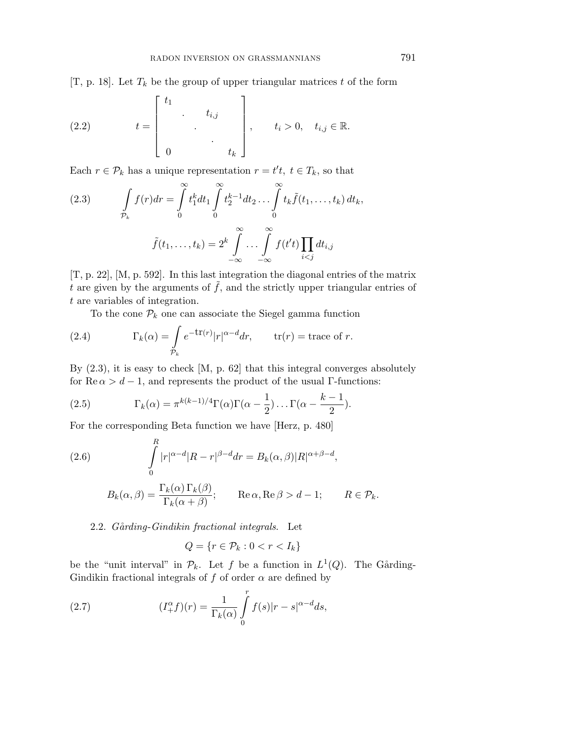[T, p. 18]. Let $T_k$ be the group of upper triangular matrices $t$ of the form

$$t = \begin{bmatrix} t_1 & & & t_{i,j} \\ & \cdot & & \\ & & \cdot & \\ & & & \cdot \\ 0 & & & t_k \end{bmatrix}, \qquad t_i > 0, \quad t_{i,j} \in \mathbb{R}. \tag{2.2}$$

Each $r \in \mathcal{P}_k$ has a unique representation $r = t't$, $t \in T_k$, so that

$$\int\limits_{\mathcal{P}_k} f(r)dr = \int\limits_0^\infty t_1^k dt_1 \int\limits_0^\infty t_2^{k-1} dt_2 \ldots \int\limits_0^\infty t_k \tilde{f}(t_1, \ldots, t_k)\, dt_k, \tag{2.3}$$

$$\tilde{f}(t_1, \ldots, t_k) = 2^k \int\limits_{-\infty}^{\infty} \ldots \int\limits_{-\infty}^{\infty} f(t't) \prod_{i<j} dt_{i,j}$$

[T, p. 22], [M, p. 592]. In this last integration the diagonal entries of the matrix $t$ are given by the arguments of $\tilde{f}$, and the strictly upper triangular entries of $t$ are variables of integration.

To the cone $\mathcal{P}_k$ one can associate the Siegel gamma function

$$\Gamma_k(\alpha) = \int\limits_{\mathcal{P}_k} e^{-\text{tr}(r)} |r|^{\alpha - d} dr, \qquad \text{tr}(r) = \text{trace of } r. \tag{2.4}$$

By (2.3), it is easy to check [M, p. 62] that this integral converges absolutely for $\text{Re}\,\alpha > d-1$, and represents the product of the usual $\Gamma$-functions:

$$\Gamma_k(\alpha) = \pi^{k(k-1)/4} \Gamma(\alpha)\Gamma(\alpha - \frac{1}{2}) \ldots \Gamma(\alpha - \frac{k-1}{2}). \tag{2.5}$$

For the corresponding Beta function we have [Herz, p. 480]

$$\int\limits_0^R |r|^{\alpha-d} |R - r|^{\beta - d} dr = B_k(\alpha, \beta) |R|^{\alpha+\beta-d}, \tag{2.6}$$

$$B_k(\alpha, \beta) = \frac{\Gamma_k(\alpha)\, \Gamma_k(\beta)}{\Gamma_k(\alpha+\beta)}; \qquad \text{Re}\,\alpha, \text{Re}\,\beta > d-1; \qquad R \in \mathcal{P}_k.$$

2.2. *Gårding-Gindikin fractional integrals.* Let

$$Q = \{r \in \mathcal{P}_k : 0 < r < I_k\}$$

be the "unit interval" in $\mathcal{P}_k$. Let $f$ be a function in $L^1(Q)$. The Gårding-Gindikin fractional integrals of $f$ of order $\alpha$ are defined by

$$(I_+^\alpha f)(r) = \frac{1}{\Gamma_k(\alpha)} \int\limits_0^r f(s) |r - s|^{\alpha - d} ds, \tag{2.7}$$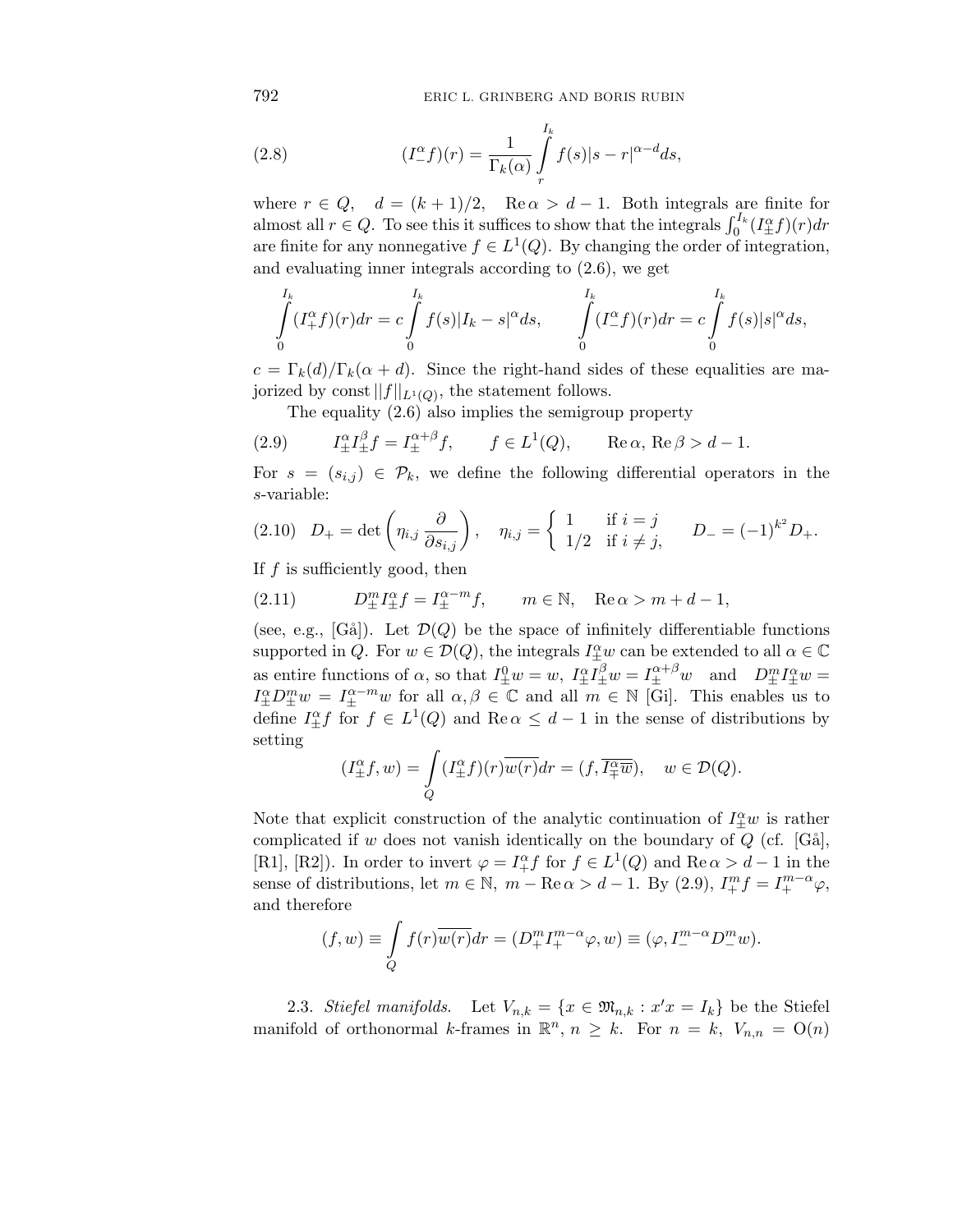$$
(2.8) \qquad (I_-^\alpha f)(r) = \frac{1}{\Gamma_k(\alpha)} \int\limits_r^{I_k} f(s)|s-r|^{\alpha-d} ds,
$$

where $r \in Q$, $d = (k+1)/2$, $\operatorname{Re}\alpha > d-1$. Both integrals are finite for almost all $r \in Q$. To see this it suffices to show that the integrals $\int_0^{I_k} (I_\pm^\alpha f)(r)dr$ are finite for any nonnegative $f \in L^1(Q)$. By changing the order of integration, and evaluating inner integrals according to (2.6), we get

$$
\int\limits_0^{I_k} (I_+^\alpha f)(r)dr = c \int\limits_0^{I_k} f(s)|I_k - s|^\alpha ds, \qquad \int\limits_0^{I_k} (I_-^\alpha f)(r)dr = c \int\limits_0^{I_k} f(s)|s|^\alpha ds,
$$

$c = \Gamma_k(d)/\Gamma_k(\alpha+d)$. Since the right-hand sides of these equalities are majorized by $\text{const}\,||f||_{L^1(Q)}$, the statement follows.

The equality (2.6) also implies the semigroup property

$$
(2.9) \qquad I_\pm^\alpha I_\pm^\beta f = I_\pm^{\alpha+\beta} f, \qquad f \in L^1(Q), \qquad \operatorname{Re}\alpha, \operatorname{Re}\beta > d-1.
$$

For $s = (s_{i,j}) \in \mathcal{P}_k$, we define the following differential operators in the $s$-variable:

$$
(2.10) \quad D_+ = \det\left(\eta_{i,j}\frac{\partial}{\partial s_{i,j}}\right), \quad \eta_{i,j} = \begin{cases} 1 & \text{if } i = j \\ 1/2 & \text{if } i \neq j, \end{cases} \qquad D_- = (-1)^{k^2} D_+.
$$

If $f$ is sufficiently good, then

$$
(2.11) \qquad D_\pm^m I_\pm^\alpha f = I_\pm^{\alpha-m} f, \qquad m \in \mathbb{N}, \quad \operatorname{Re}\alpha > m+d-1,
$$

(see, e.g., [Gå]). Let $\mathcal{D}(Q)$ be the space of infinitely differentiable functions supported in $Q$. For $w \in \mathcal{D}(Q)$, the integrals $I_\pm^\alpha w$ can be extended to all $\alpha \in \mathbb{C}$ as entire functions of $\alpha$, so that $I_\pm^0 w = w$, $I_\pm^\alpha I_\pm^\beta w = I_\pm^{\alpha+\beta} w$ and $D_\pm^m I_\pm^\alpha w = I_\pm^\alpha D_\pm^m w = I_\pm^{\alpha-m} w$ for all $\alpha, \beta \in \mathbb{C}$ and all $m \in \mathbb{N}$ [Gi]. This enables us to define $I_\pm^\alpha f$ for $f \in L^1(Q)$ and $\operatorname{Re}\alpha \leq d-1$ in the sense of distributions by setting

$$
(I_\pm^\alpha f, w) = \int\limits_Q (I_\pm^\alpha f)(r)\overline{w(r)}dr = (f, \overline{I_\mp^\alpha \overline{w}}), \quad w \in \mathcal{D}(Q).
$$

Note that explicit construction of the analytic continuation of $I_\pm^\alpha w$ is rather complicated if $w$ does not vanish identically on the boundary of $Q$ (cf. [Gå], [R1], [R2]). In order to invert $\varphi = I_+^\alpha f$ for $f \in L^1(Q)$ and $\operatorname{Re}\alpha > d-1$ in the sense of distributions, let $m \in \mathbb{N}$, $m - \operatorname{Re}\alpha > d-1$. By (2.9), $I_+^m f = I_+^{m-\alpha}\varphi$, and therefore

$$
(f, w) \equiv \int\limits_Q f(r)\overline{w(r)}dr = (D_+^m I_+^{m-\alpha}\varphi, w) \equiv (\varphi, I_-^{m-\alpha} D_-^m w).
$$

2.3. *Stiefel manifolds.* Let $V_{n,k} = \{x \in \mathfrak{M}_{n,k} : x'x = I_k\}$ be the Stiefel manifold of orthonormal $k$-frames in $\mathbb{R}^n$, $n \geq k$. For $n = k$, $V_{n,n} = \mathrm{O}(n)$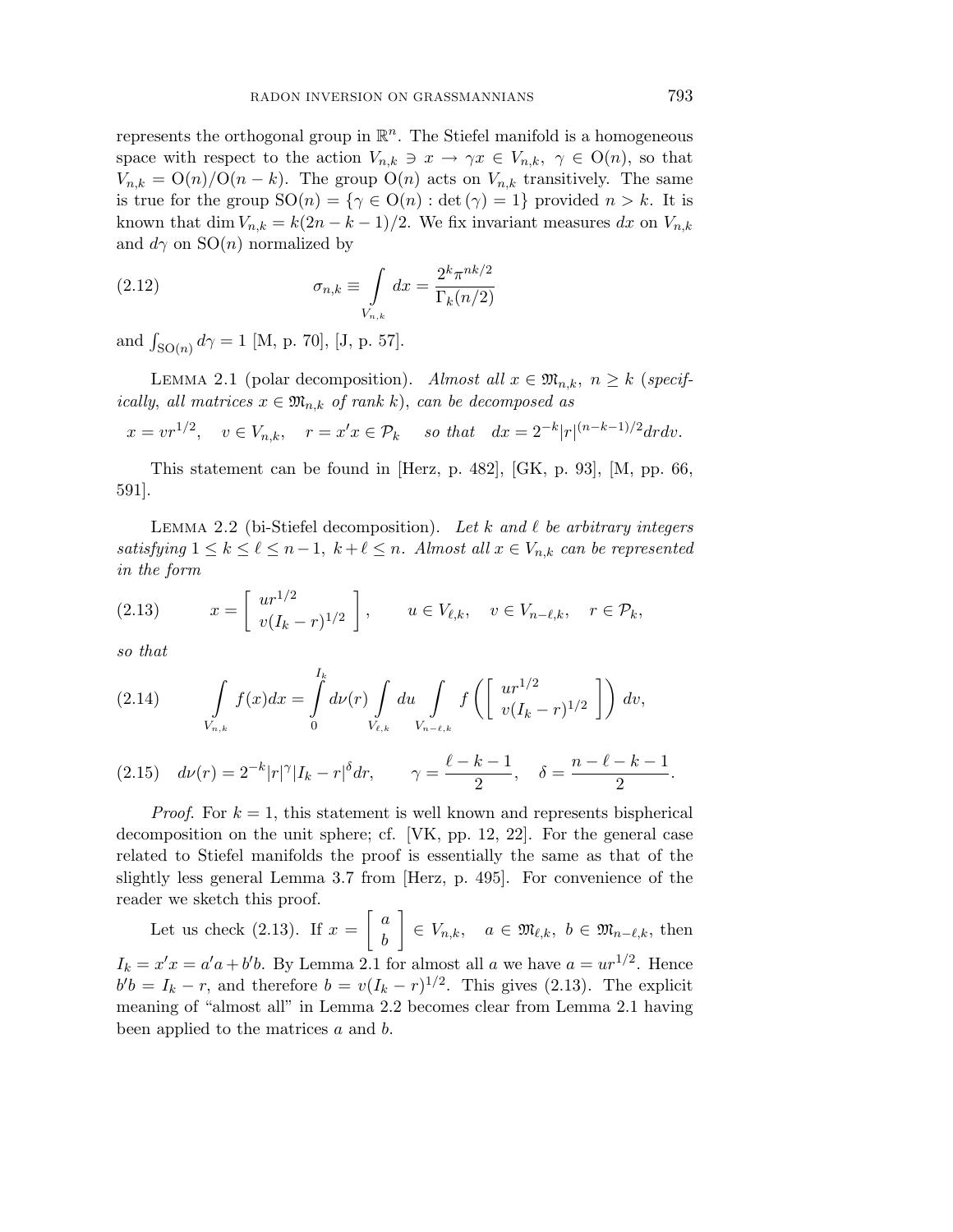represents the orthogonal group in $\mathbb{R}^n$. The Stiefel manifold is a homogeneous space with respect to the action $V_{n,k} \ni x \to \gamma x \in V_{n,k}$, $\gamma \in \mathrm{O}(n)$, so that $V_{n,k} = \mathrm{O}(n)/\mathrm{O}(n-k)$. The group $\mathrm{O}(n)$ acts on $V_{n,k}$ transitively. The same is true for the group $\mathrm{SO}(n) = \{\gamma \in \mathrm{O}(n) : \det(\gamma) = 1\}$ provided $n > k$. It is known that $\dim V_{n,k} = k(2n-k-1)/2$. We fix invariant measures $dx$ on $V_{n,k}$ and $d\gamma$ on $\mathrm{SO}(n)$ normalized by

$$\sigma_{n,k} \equiv \int\limits_{V_{n,k}} dx = \frac{2^k \pi^{nk/2}}{\Gamma_k(n/2)} \tag{2.12}$$

and $\int_{\mathrm{SO}(n)} d\gamma = 1$ [M, p. 70], [J, p. 57].

Lemma 2.1 (polar decomposition). *Almost all $x \in \mathfrak{M}_{n,k}$, $n \geq k$ (specifically, all matrices $x \in \mathfrak{M}_{n,k}$ of rank $k$), can be decomposed as*

$$x = vr^{1/2}, \quad v \in V_{n,k}, \quad r = x'x \in \mathcal{P}_k \quad \text{so that} \quad dx = 2^{-k}|r|^{(n-k-1)/2} dr dv.$$

This statement can be found in [Herz, p. 482], [GK, p. 93], [M, pp. 66, 591].

Lemma 2.2 (bi-Stiefel decomposition). *Let $k$ and $\ell$ be arbitrary integers satisfying $1 \leq k \leq \ell \leq n-1$, $k+\ell \leq n$. Almost all $x \in V_{n,k}$ can be represented in the form*

$$x = \begin{bmatrix} ur^{1/2} \\ v(I_k - r)^{1/2} \end{bmatrix}, \qquad u \in V_{\ell,k}, \quad v \in V_{n-\ell,k}, \quad r \in \mathcal{P}_k, \tag{2.13}$$

*so that*

$$\int\limits_{V_{n,k}} f(x) dx = \int\limits_0^{I_k} d\nu(r) \int\limits_{V_{\ell,k}} du \int\limits_{V_{n-\ell,k}} f\left( \begin{bmatrix} ur^{1/2} \\ v(I_k - r)^{1/2} \end{bmatrix} \right) dv, \tag{2.14}$$

$$d\nu(r) = 2^{-k}|r|^{\gamma}|I_k - r|^{\delta} dr, \qquad \gamma = \frac{\ell - k - 1}{2}, \quad \delta = \frac{n - \ell - k - 1}{2}. \tag{2.15}$$

*Proof.* For $k = 1$, this statement is well known and represents bispherical decomposition on the unit sphere; cf. [VK, pp. 12, 22]. For the general case related to Stiefel manifolds the proof is essentially the same as that of the slightly less general Lemma 3.7 from [Herz, p. 495]. For convenience of the reader we sketch this proof.

Let us check (2.13). If $x = \begin{bmatrix} a \\ b \end{bmatrix} \in V_{n,k}$, $\quad a \in \mathfrak{M}_{\ell,k}$, $b \in \mathfrak{M}_{n-\ell,k}$, then $I_k = x'x = a'a + b'b$. By Lemma 2.1 for almost all $a$ we have $a = ur^{1/2}$. Hence $b'b = I_k - r$, and therefore $b = v(I_k - r)^{1/2}$. This gives (2.13). The explicit meaning of "almost all" in Lemma 2.2 becomes clear from Lemma 2.1 having been applied to the matrices $a$ and $b$.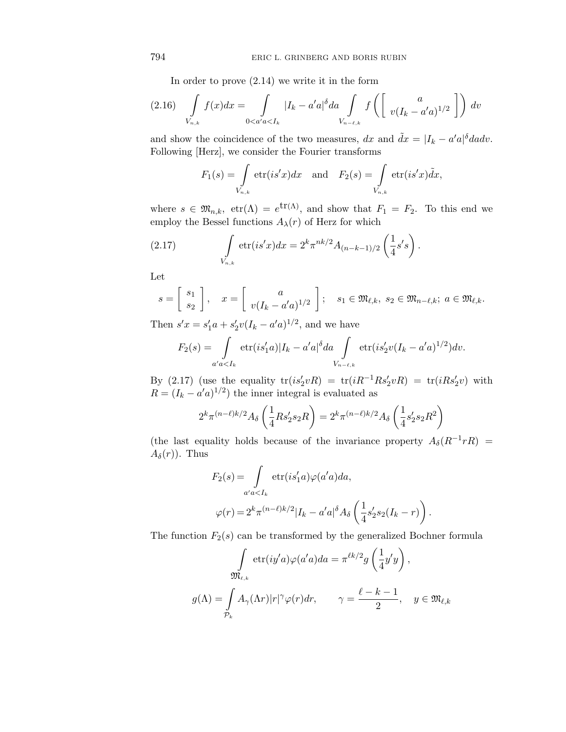In order to prove (2.14) we write it in the form

$$\int_{V_{n,k}} f(x)dx = \int_{0<a'a<I_k} |I_k - a'a|^{\delta} da \int_{V_{n-\ell,k}} f\left( \left[ \begin{array}{c} a \\ v(I_k - a'a)^{1/2} \end{array} \right] \right) dv \tag{2.16}$$

and show the coincidence of the two measures, $dx$ and $\tilde{d}x = |I_k - a'a|^{\delta} da dv$. Following [Herz], we consider the Fourier transforms

$$F_1(s) = \int_{V_{n,k}} \text{etr}(is'x)dx \quad \text{and} \quad F_2(s) = \int_{V_{n,k}} \text{etr}(is'x)\tilde{d}x,$$

where $s \in \mathfrak{M}_{n,k}$, $\text{etr}(\Lambda) = e^{\text{tr}(\Lambda)}$, and show that $F_1 = F_2$. To this end we employ the Bessel functions $A_\lambda(r)$ of Herz for which

$$\int_{V_{n,k}} \text{etr}(is'x)dx = 2^k \pi^{nk/2} A_{(n-k-1)/2}\left(\frac{1}{4}s's\right). \tag{2.17}$$

Let

$$s = \left[ \begin{array}{c} s_1 \\ s_2 \end{array} \right], \quad x = \left[ \begin{array}{c} a \\ v(I_k - a'a)^{1/2} \end{array} \right]; \quad s_1 \in \mathfrak{M}_{\ell,k},\ s_2 \in \mathfrak{M}_{n-\ell,k};\ a \in \mathfrak{M}_{\ell,k}.$$

Then $s'x = s_1'a + s_2'v(I_k - a'a)^{1/2}$, and we have

$$F_2(s) = \int_{a'a<I_k} \text{etr}(is_1'a)|I_k - a'a|^{\delta} da \int_{V_{n-\ell,k}} \text{etr}(is_2'v(I_k - a'a)^{1/2})dv.$$

By (2.17) (use the equality $\text{tr}(is_2'vR) = \text{tr}(iR^{-1}Rs_2'vR) = \text{tr}(iRs_2'v)$ with $R = (I_k - a'a)^{1/2}$) the inner integral is evaluated as

$$2^k \pi^{(n-\ell)k/2} A_\delta\left(\frac{1}{4}Rs_2's_2R\right) = 2^k \pi^{(n-\ell)k/2} A_\delta\left(\frac{1}{4}s_2's_2R^2\right)$$

(the last equality holds because of the invariance property $A_\delta(R^{-1}rR) = A_\delta(r)$). Thus

$$F_2(s) = \int_{a'a<I_k} \text{etr}(is_1'a)\varphi(a'a)da,$$

$$\varphi(r) = 2^k \pi^{(n-\ell)k/2} |I_k - a'a|^{\delta} A_\delta\left(\frac{1}{4}s_2's_2(I_k - r)\right).$$

The function $F_2(s)$ can be transformed by the generalized Bochner formula

$$\int_{\mathfrak{M}_{\ell,k}} \text{etr}(iy'a)\varphi(a'a)da = \pi^{\ell k/2} g\left(\frac{1}{4}y'y\right),$$

$$g(\Lambda) = \int_{\mathcal{P}_k} A_\gamma(\Lambda r)|r|^{\gamma}\varphi(r)dr, \qquad \gamma = \frac{\ell - k - 1}{2}, \quad y \in \mathfrak{M}_{\ell,k}$$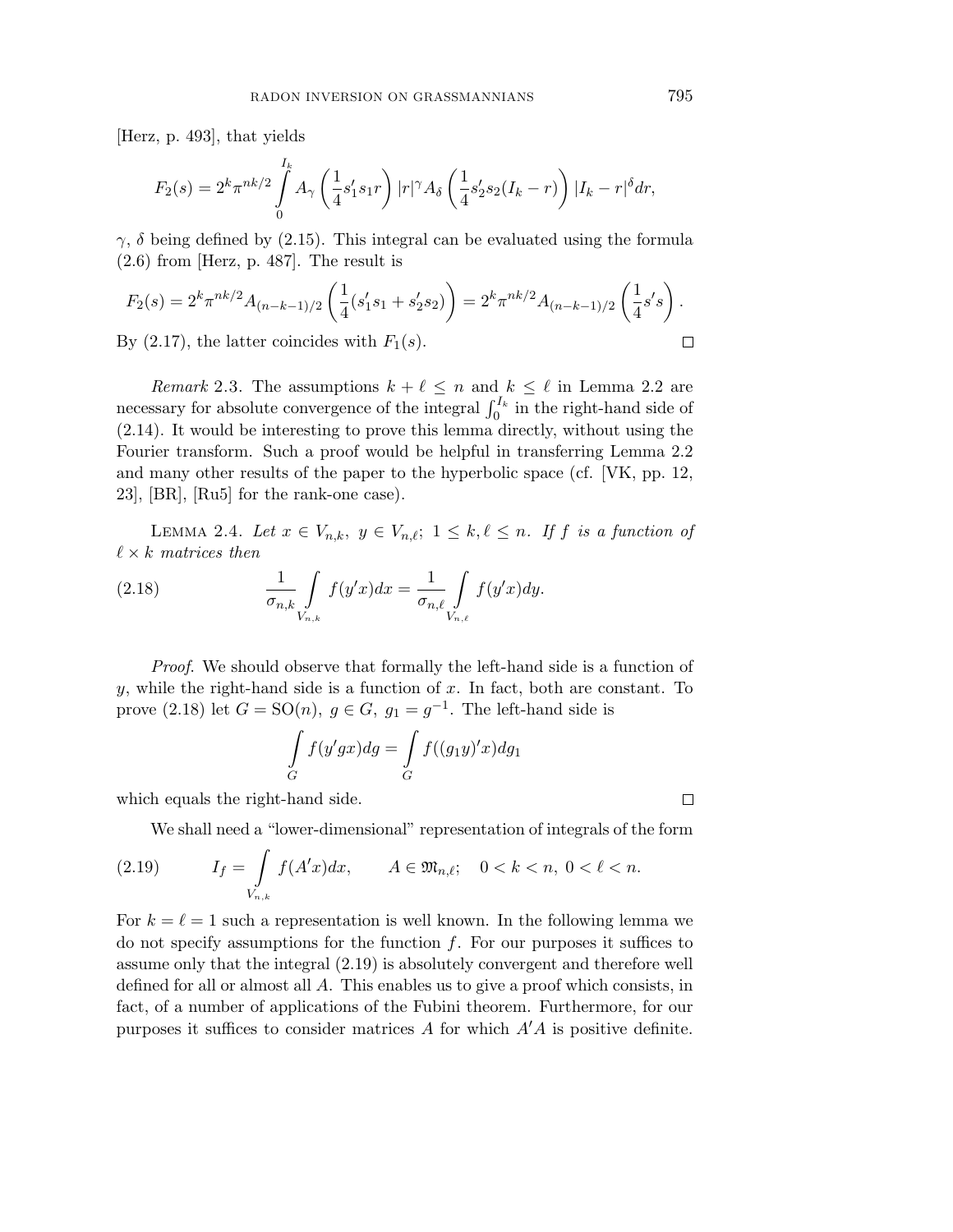[Herz, p. 493], that yields

$$F_2(s) = 2^k \pi^{nk/2} \int_0^{I_k} A_\gamma \left( \frac{1}{4} s_1' s_1 r \right) |r|^\gamma A_\delta \left( \frac{1}{4} s_2' s_2 (I_k - r) \right) |I_k - r|^\delta dr,$$

$\gamma$, $\delta$ being defined by (2.15). This integral can be evaluated using the formula (2.6) from [Herz, p. 487]. The result is

$$F_2(s) = 2^k \pi^{nk/2} A_{(n-k-1)/2} \left( \frac{1}{4} (s_1' s_1 + s_2' s_2) \right) = 2^k \pi^{nk/2} A_{(n-k-1)/2} \left( \frac{1}{4} s' s \right).$$

By (2.17), the latter coincides with $F_1(s)$. □

*Remark* 2.3. The assumptions $k + \ell \le n$ and $k \le \ell$ in Lemma 2.2 are necessary for absolute convergence of the integral $\int_0^{I_k}$ in the right-hand side of (2.14). It would be interesting to prove this lemma directly, without using the Fourier transform. Such a proof would be helpful in transferring Lemma 2.2 and many other results of the paper to the hyperbolic space (cf. [VK, pp. 12, 23], [BR], [Ru5] for the rank-one case).

Lemma 2.4. *Let $x \in V_{n,k}$, $y \in V_{n,\ell}$; $1 \le k, \ell \le n$. If $f$ is a function of $\ell \times k$ matrices then*

$$\frac{1}{\sigma_{n,k}} \int_{V_{n,k}} f(y'x) dx = \frac{1}{\sigma_{n,\ell}} \int_{V_{n,\ell}} f(y'x) dy. \tag{2.18}$$

*Proof*. We should observe that formally the left-hand side is a function of $y$, while the right-hand side is a function of $x$. In fact, both are constant. To prove (2.18) let $G = \mathrm{SO}(n)$, $g \in G$, $g_1 = g^{-1}$. The left-hand side is

$$\int_G f(y'gx) dg = \int_G f((g_1 y)' x) dg_1$$

which equals the right-hand side. □

We shall need a "lower-dimensional" representation of integrals of the form

$$I_f = \int_{V_{n,k}} f(A'x) dx, \qquad A \in \mathfrak{M}_{n,\ell}; \quad 0 < k < n, \ 0 < \ell < n. \tag{2.19}$$

For $k = \ell = 1$ such a representation is well known. In the following lemma we do not specify assumptions for the function $f$. For our purposes it suffices to assume only that the integral (2.19) is absolutely convergent and therefore well defined for all or almost all $A$. This enables us to give a proof which consists, in fact, of a number of applications of the Fubini theorem. Furthermore, for our purposes it suffices to consider matrices $A$ for which $A'A$ is positive definite.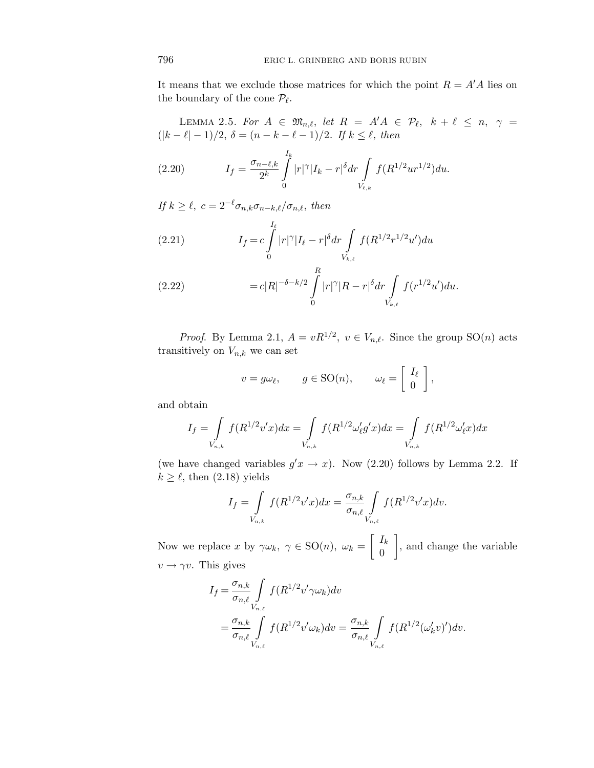It means that we exclude those matrices for which the point $R = A'A$ lies on the boundary of the cone $\mathcal{P}_\ell$.

Lemma 2.5. *For $A \in \mathfrak{M}_{n,\ell}$, let $R = A'A \in \mathcal{P}_\ell$, $k + \ell \le n$, $\gamma = (|k-\ell|-1)/2$, $\delta = (n-k-\ell-1)/2$. If $k \le \ell$, then*

$$I_f = \frac{\sigma_{n-\ell,k}}{2^k} \int\limits_0^{I_k} |r|^\gamma |I_k - r|^\delta dr \int\limits_{V_{\ell,k}} f(R^{1/2} u r^{1/2}) du. \tag{2.20}$$

*If $k \ge \ell$, $c = 2^{-\ell} \sigma_{n,k} \sigma_{n-k,\ell} / \sigma_{n,\ell}$, then*

$$I_f = c \int\limits_0^{I_\ell} |r|^\gamma |I_\ell - r|^\delta dr \int\limits_{V_{k,\ell}} f(R^{1/2} r^{1/2} u') du \tag{2.21}$$

$$= c|R|^{-\delta - k/2} \int\limits_0^{R} |r|^\gamma |R - r|^\delta dr \int\limits_{V_{k,\ell}} f(r^{1/2} u') du. \tag{2.22}$$

*Proof.* By Lemma 2.1, $A = vR^{1/2}$, $v \in V_{n,\ell}$. Since the group $\mathrm{SO}(n)$ acts transitively on $V_{n,k}$ we can set

$$v = g\omega_\ell, \qquad g \in \mathrm{SO}(n), \qquad \omega_\ell = \begin{bmatrix} I_\ell \\ 0 \end{bmatrix},$$

and obtain

$$I_f = \int\limits_{V_{n,k}} f(R^{1/2} v' x) dx = \int\limits_{V_{n,k}} f(R^{1/2} \omega_\ell' g' x) dx = \int\limits_{V_{n,k}} f(R^{1/2} \omega_\ell' x) dx$$

(we have changed variables $g'x \to x$). Now (2.20) follows by Lemma 2.2. If $k \ge \ell$, then (2.18) yields

$$I_f = \int\limits_{V_{n,k}} f(R^{1/2} v' x) dx = \frac{\sigma_{n,k}}{\sigma_{n,\ell}} \int\limits_{V_{n,\ell}} f(R^{1/2} v' x) dv.$$

Now we replace $x$ by $\gamma\omega_k$, $\gamma \in \mathrm{SO}(n)$, $\omega_k = \begin{bmatrix} I_k \\ 0 \end{bmatrix}$, and change the variable $v \to \gamma v$. This gives

$$\begin{aligned} I_f &= \frac{\sigma_{n,k}}{\sigma_{n,\ell}} \int\limits_{V_{n,\ell}} f(R^{1/2} v' \gamma \omega_k) dv \\ &= \frac{\sigma_{n,k}}{\sigma_{n,\ell}} \int\limits_{V_{n,\ell}} f(R^{1/2} v' \omega_k) dv = \frac{\sigma_{n,k}}{\sigma_{n,\ell}} \int\limits_{V_{n,\ell}} f(R^{1/2} (\omega_k' v)') dv. \end{aligned}$$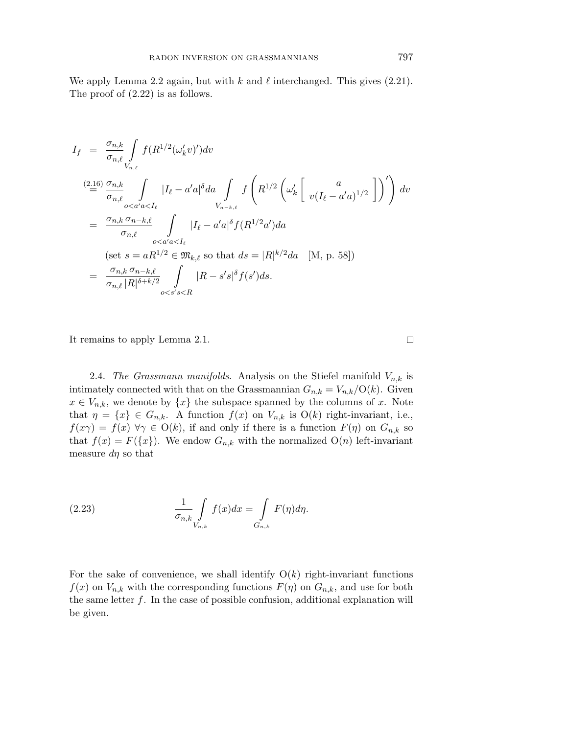We apply Lemma 2.2 again, but with $k$ and $\ell$ interchanged. This gives (2.21). The proof of (2.22) is as follows.

$$
\begin{aligned}
I_f &= \frac{\sigma_{n,k}}{\sigma_{n,\ell}} \int\limits_{V_{n,\ell}} f(R^{1/2}(\omega_k' v)')dv \\
&\overset{(2.16)}{=} \frac{\sigma_{n,k}}{\sigma_{n,\ell}} \int\limits_{o<a'a<I_\ell} |I_\ell - a'a|^\delta da \int\limits_{V_{n-k,\ell}} f\left( R^{1/2} \left( \omega_k' \left[ \begin{array}{c} a \\ v(I_\ell - a'a)^{1/2} \end{array} \right] \right)' \right) dv \\
&= \frac{\sigma_{n,k}\, \sigma_{n-k,\ell}}{\sigma_{n,\ell}} \int\limits_{o<a'a<I_\ell} |I_\ell - a'a|^\delta f(R^{1/2}a')da \\
&\quad \text{(set } s = aR^{1/2} \in \mathfrak{M}_{k,\ell} \text{ so that } ds = |R|^{k/2}da \quad \text{[M, p. 58])} \\
&= \frac{\sigma_{n,k}\, \sigma_{n-k,\ell}}{\sigma_{n,\ell}\, |R|^{\delta+k/2}} \int\limits_{o<s's<R} |R - s's|^\delta f(s')ds.
\end{aligned}
$$

It remains to apply Lemma 2.1. $\square$

2.4. *The Grassmann manifolds*. Analysis on the Stiefel manifold $V_{n,k}$ is intimately connected with that on the Grassmannian $G_{n,k} = V_{n,k}/\mathrm{O}(k)$. Given $x \in V_{n,k}$, we denote by $\{x\}$ the subspace spanned by the columns of $x$. Note that $\eta = \{x\} \in G_{n,k}$. A function $f(x)$ on $V_{n,k}$ is $\mathrm{O}(k)$ right-invariant, i.e., $f(x\gamma) = f(x)\ \forall \gamma \in \mathrm{O}(k)$, if and only if there is a function $F(\eta)$ on $G_{n,k}$ so that $f(x) = F(\{x\})$. We endow $G_{n,k}$ with the normalized $\mathrm{O}(n)$ left-invariant measure $d\eta$ so that

$$
\frac{1}{\sigma_{n,k}} \int\limits_{V_{n,k}} f(x)dx = \int\limits_{G_{n,k}} F(\eta)d\eta. \tag{2.23}
$$

For the sake of convenience, we shall identify $\mathrm{O}(k)$ right-invariant functions $f(x)$ on $V_{n,k}$ with the corresponding functions $F(\eta)$ on $G_{n,k}$, and use for both the same letter $f$. In the case of possible confusion, additional explanation will be given.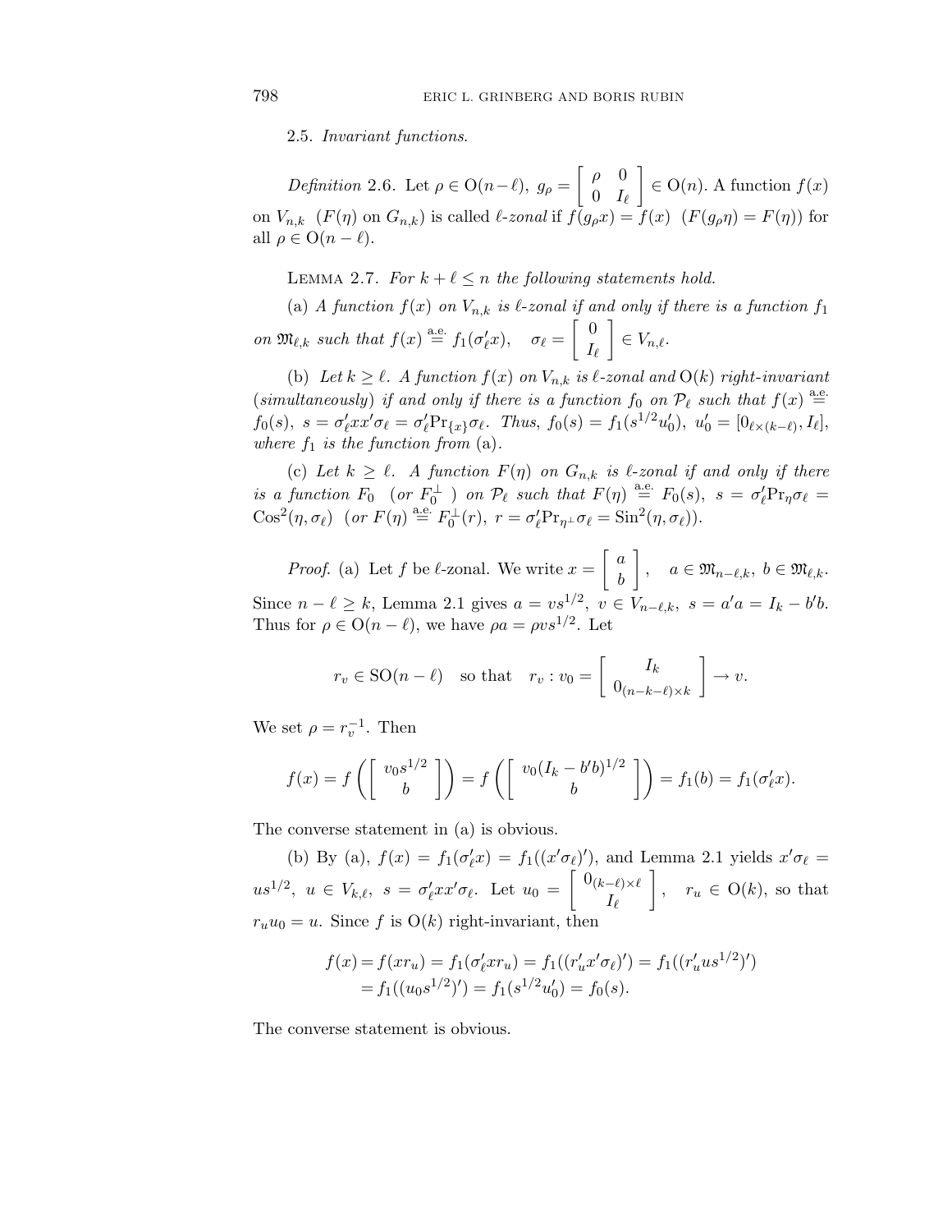2.5. *Invariant functions.*

*Definition* 2.6. Let $\rho \in \mathrm{O}(n-\ell)$, $g_\rho = \begin{bmatrix} \rho & 0 \\ 0 & I_\ell \end{bmatrix} \in \mathrm{O}(n)$. A function $f(x)$ on $V_{n,k}$ $(F(\eta)$ on $G_{n,k})$ is called *$\ell$-zonal* if $f(g_\rho x) = f(x)$ $(F(g_\rho \eta) = F(\eta))$ for all $\rho \in \mathrm{O}(n-\ell)$.

Lemma 2.7. *For $k+\ell \le n$ the following statements hold.*

(a) *A function $f(x)$ on $V_{n,k}$ is $\ell$-zonal if and only if there is a function $f_1$ on $\mathfrak{M}_{\ell,k}$ such that $f(x) \overset{\text{a.e.}}{=} f_1(\sigma'_\ell x)$, $\quad \sigma_\ell = \begin{bmatrix} 0 \\ I_\ell \end{bmatrix} \in V_{n,\ell}$.*

(b) *Let $k \ge \ell$. A function $f(x)$ on $V_{n,k}$ is $\ell$-zonal and $\mathrm{O}(k)$ right-invariant (simultaneously) if and only if there is a function $f_0$ on $\mathcal{P}_\ell$ such that $f(x) \overset{\text{a.e.}}{=} f_0(s)$, $s = \sigma'_\ell x x' \sigma_\ell = \sigma'_\ell \mathrm{Pr}_{\{x\}} \sigma_\ell$. Thus, $f_0(s) = f_1(s^{1/2} u'_0)$, $u'_0 = [0_{\ell \times (k-\ell)}, I_\ell]$, where $f_1$ is the function from* (a).

(c) *Let $k \ge \ell$. A function $F(\eta)$ on $G_{n,k}$ is $\ell$-zonal if and only if there is a function $F_0$ (or $F_0^\perp$ ) on $\mathcal{P}_\ell$ such that $F(\eta) \overset{\text{a.e.}}{=} F_0(s)$, $s = \sigma'_\ell \mathrm{Pr}_\eta \sigma_\ell = \mathrm{Cos}^2(\eta, \sigma_\ell)$ (or $F(\eta) \overset{\text{a.e.}}{=} F_0^\perp(r)$, $r = \sigma'_\ell \mathrm{Pr}_{\eta^\perp} \sigma_\ell = \mathrm{Sin}^2(\eta, \sigma_\ell)$).*

*Proof.* (a) Let $f$ be $\ell$-zonal. We write $x = \begin{bmatrix} a \\ b \end{bmatrix}$, $\quad a \in \mathfrak{M}_{n-\ell,k}$, $b \in \mathfrak{M}_{\ell,k}$. Since $n-\ell \ge k$, Lemma 2.1 gives $a = v s^{1/2}$, $v \in V_{n-\ell,k}$, $s = a'a = I_k - b'b$. Thus for $\rho \in \mathrm{O}(n-\ell)$, we have $\rho a = \rho v s^{1/2}$. Let

$$r_v \in \mathrm{SO}(n-\ell) \quad \text{so that} \quad r_v : v_0 = \begin{bmatrix} I_k \\ 0_{(n-k-\ell)\times k} \end{bmatrix} \to v.$$

We set $\rho = r_v^{-1}$. Then

$$f(x) = f\left( \begin{bmatrix} v_0 s^{1/2} \\ b \end{bmatrix} \right) = f\left( \begin{bmatrix} v_0 (I_k - b'b)^{1/2} \\ b \end{bmatrix} \right) = f_1(b) = f_1(\sigma'_\ell x).$$

The converse statement in (a) is obvious.

(b) By (a), $f(x) = f_1(\sigma'_\ell x) = f_1((x'\sigma_\ell)')$, and Lemma 2.1 yields $x'\sigma_\ell = u s^{1/2}$, $u \in V_{k,\ell}$, $s = \sigma'_\ell x x' \sigma_\ell$. Let $u_0 = \begin{bmatrix} 0_{(k-\ell)\times \ell} \\ I_\ell \end{bmatrix}$, $\quad r_u \in \mathrm{O}(k)$, so that $r_u u_0 = u$. Since $f$ is $\mathrm{O}(k)$ right-invariant, then

$$\begin{aligned} f(x) &= f(x r_u) = f_1(\sigma'_\ell x r_u) = f_1((r'_u x' \sigma_\ell)') = f_1((r'_u u s^{1/2})') \\ &= f_1((u_0 s^{1/2})') = f_1(s^{1/2} u'_0) = f_0(s). \end{aligned}$$

The converse statement is obvious.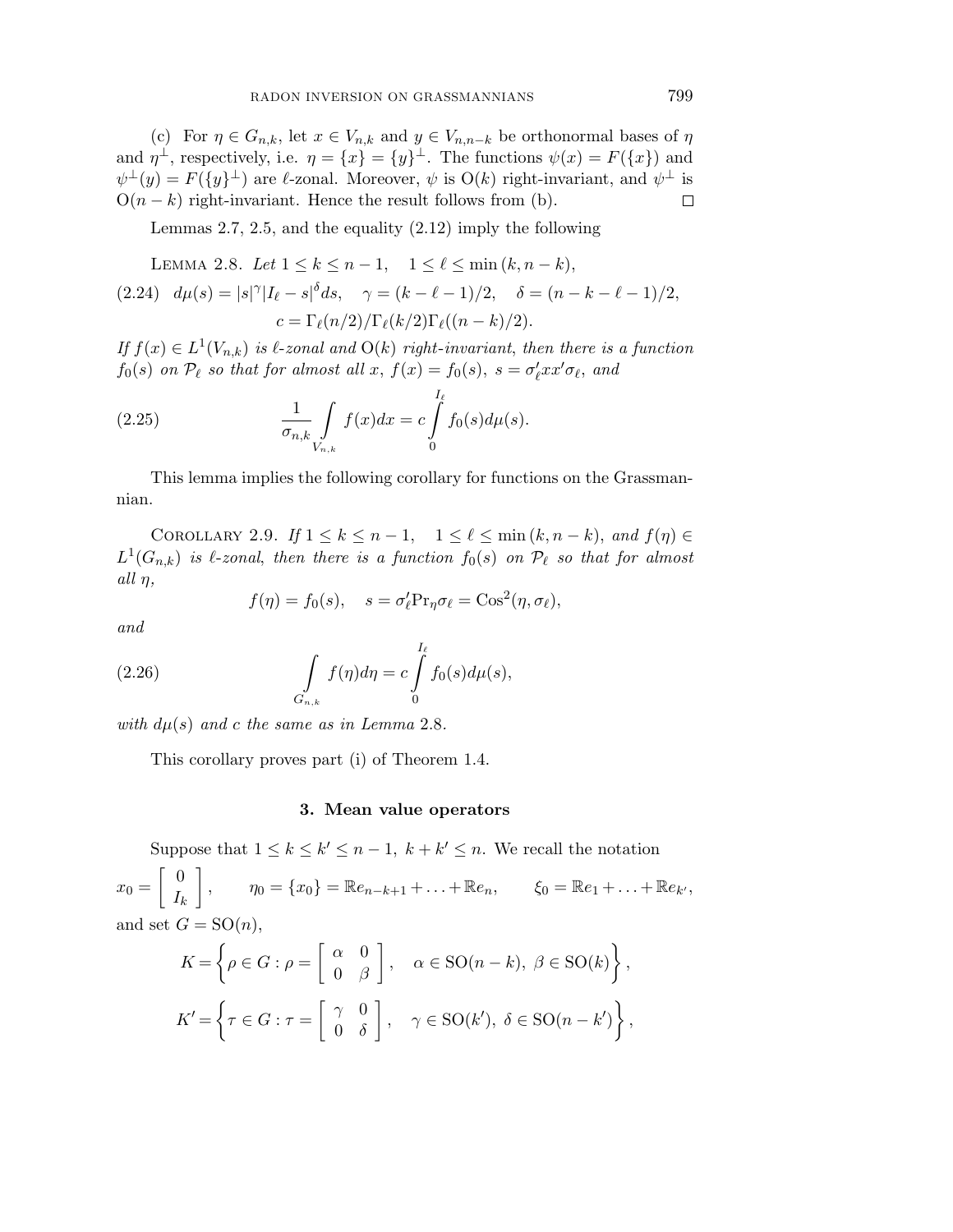(c) For $\eta \in G_{n,k}$, let $x \in V_{n,k}$ and $y \in V_{n,n-k}$ be orthonormal bases of $\eta$ and $\eta^\perp$, respectively, i.e. $\eta = \{x\} = \{y\}^\perp$. The functions $\psi(x) = F(\{x\})$ and $\psi^\perp(y) = F(\{y\}^\perp)$ are $\ell$-zonal. Moreover, $\psi$ is $\mathrm{O}(k)$ right-invariant, and $\psi^\perp$ is $\mathrm{O}(n-k)$ right-invariant. Hence the result follows from (b). $\square$

Lemmas 2.7, 2.5, and the equality (2.12) imply the following

LEMMA 2.8. *Let* $1 \le k \le n-1, \quad 1 \le \ell \le \min(k, n-k)$,

$$d\mu(s) = |s|^\gamma |I_\ell - s|^\delta ds, \quad \gamma = (k-\ell-1)/2, \quad \delta = (n-k-\ell-1)/2, \tag{2.24}$$
$$c = \Gamma_\ell(n/2)/\Gamma_\ell(k/2)\Gamma_\ell((n-k)/2).$$

*If* $f(x) \in L^1(V_{n,k})$ *is* $\ell$*-zonal and* $\mathrm{O}(k)$ *right-invariant, then there is a function* $f_0(s)$ *on* $\mathcal{P}_\ell$ *so that for almost all* $x$, $f(x) = f_0(s)$, $s = \sigma'_\ell x x' \sigma_\ell$, *and*

$$\frac{1}{\sigma_{n,k}} \int\limits_{V_{n,k}} f(x) dx = c \int\limits_0^{I_\ell} f_0(s) d\mu(s). \tag{2.25}$$

This lemma implies the following corollary for functions on the Grassmannian.

COROLLARY 2.9. *If* $1 \le k \le n-1, \quad 1 \le \ell \le \min(k, n-k)$, *and* $f(\eta) \in L^1(G_{n,k})$ *is* $\ell$*-zonal, then there is a function* $f_0(s)$ *on* $\mathcal{P}_\ell$ *so that for almost all* $\eta$,

$$f(\eta) = f_0(s), \quad s = \sigma'_\ell \mathrm{Pr}_\eta \sigma_\ell = \mathrm{Cos}^2(\eta, \sigma_\ell),$$

*and*

$$\int\limits_{G_{n,k}} f(\eta) d\eta = c \int\limits_0^{I_\ell} f_0(s) d\mu(s), \tag{2.26}$$

*with* $d\mu(s)$ *and* $c$ *the same as in Lemma* 2.8.

This corollary proves part (i) of Theorem 1.4.

## 3. Mean value operators

Suppose that $1 \le k \le k' \le n-1, \ k + k' \le n$. We recall the notation

$$x_0 = \begin{bmatrix} 0 \\ I_k \end{bmatrix}, \qquad \eta_0 = \{x_0\} = \mathbb{R}e_{n-k+1} + \ldots + \mathbb{R}e_n, \qquad \xi_0 = \mathbb{R}e_1 + \ldots + \mathbb{R}e_{k'},$$

and set $G = \mathrm{SO}(n)$,

$$K = \left\{ \rho \in G : \rho = \begin{bmatrix} \alpha & 0 \\ 0 & \beta \end{bmatrix}, \quad \alpha \in \mathrm{SO}(n-k), \ \beta \in \mathrm{SO}(k) \right\},$$

$$K' = \left\{ \tau \in G : \tau = \begin{bmatrix} \gamma & 0 \\ 0 & \delta \end{bmatrix}, \quad \gamma \in \mathrm{SO}(k'), \ \delta \in \mathrm{SO}(n-k') \right\},$$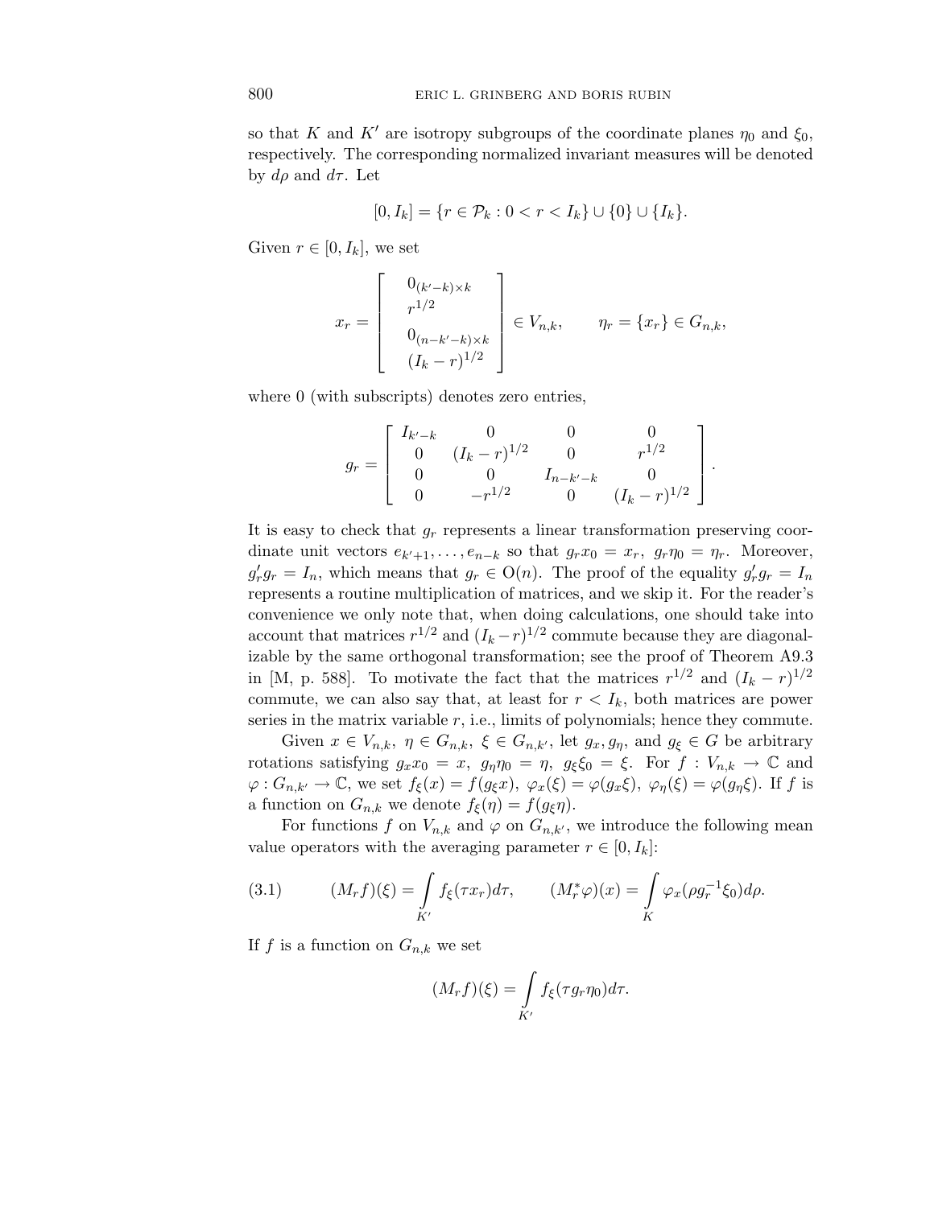so that $K$ and $K'$ are isotropy subgroups of the coordinate planes $\eta_0$ and $\xi_0$, respectively. The corresponding normalized invariant measures will be denoted by $d\rho$ and $d\tau$. Let

$$[0, I_k] = \{r \in \mathcal{P}_k : 0 < r < I_k\} \cup \{0\} \cup \{I_k\}.$$

Given $r \in [0, I_k]$, we set

$$x_r = \left[ \begin{array}{c} 0_{(k'-k)\times k} \\ r^{1/2} \\ 0_{(n-k'-k)\times k} \\ (I_k - r)^{1/2} \end{array} \right] \in V_{n,k}, \qquad \eta_r = \{x_r\} \in G_{n,k},$$

where 0 (with subscripts) denotes zero entries,

$$g_r = \left[ \begin{array}{cccc} I_{k'-k} & 0 & 0 & 0 \\ 0 & (I_k - r)^{1/2} & 0 & r^{1/2} \\ 0 & 0 & I_{n-k'-k} & 0 \\ 0 & -r^{1/2} & 0 & (I_k - r)^{1/2} \end{array} \right].$$

It is easy to check that $g_r$ represents a linear transformation preserving coordinate unit vectors $e_{k'+1}, \ldots, e_{n-k}$ so that $g_r x_0 = x_r, \ g_r \eta_0 = \eta_r$. Moreover, $g_r' g_r = I_n$, which means that $g_r \in \mathrm{O}(n)$. The proof of the equality $g_r' g_r = I_n$ represents a routine multiplication of matrices, and we skip it. For the reader's convenience we only note that, when doing calculations, one should take into account that matrices $r^{1/2}$ and $(I_k - r)^{1/2}$ commute because they are diagonalizable by the same orthogonal transformation; see the proof of Theorem A9.3 in [M, p. 588]. To motivate the fact that the matrices $r^{1/2}$ and $(I_k - r)^{1/2}$ commute, we can also say that, at least for $r < I_k$, both matrices are power series in the matrix variable $r$, i.e., limits of polynomials; hence they commute.

Given $x \in V_{n,k}, \ \eta \in G_{n,k}, \ \xi \in G_{n,k'}$, let $g_x, g_\eta$, and $g_\xi \in G$ be arbitrary rotations satisfying $g_x x_0 = x, \ g_\eta \eta_0 = \eta, \ g_\xi \xi_0 = \xi$. For $f : V_{n,k} \to \mathbb{C}$ and $\varphi : G_{n,k'} \to \mathbb{C}$, we set $f_\xi(x) = f(g_\xi x), \ \varphi_x(\xi) = \varphi(g_x \xi), \ \varphi_\eta(\xi) = \varphi(g_\eta \xi)$. If $f$ is a function on $G_{n,k}$ we denote $f_\xi(\eta) = f(g_\xi \eta)$.

For functions $f$ on $V_{n,k}$ and $\varphi$ on $G_{n,k'}$, we introduce the following mean value operators with the averaging parameter $r \in [0, I_k]$:

$$(3.1) \qquad (M_r f)(\xi) = \int\limits_{K'} f_\xi(\tau x_r) d\tau, \qquad (M_r^* \varphi)(x) = \int\limits_{K} \varphi_x(\rho g_r^{-1} \xi_0) d\rho.$$

If $f$ is a function on $G_{n,k}$ we set

$$(M_r f)(\xi) = \int\limits_{K'} f_\xi(\tau g_r \eta_0) d\tau.$$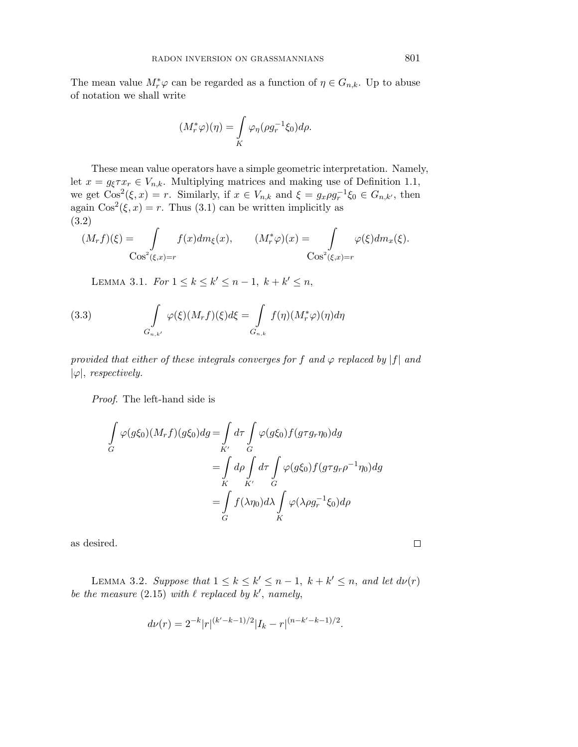The mean value $M_r^*\varphi$ can be regarded as a function of $\eta \in G_{n,k}$. Up to abuse of notation we shall write

$$(M_r^*\varphi)(\eta) = \int\limits_K \varphi_\eta(\rho g_r^{-1}\xi_0)d\rho.$$

These mean value operators have a simple geometric interpretation. Namely, let $x = g_\xi \tau x_r \in V_{n,k}$. Multiplying matrices and making use of Definition 1.1, we get $\mathrm{Cos}^2(\xi, x) = r$. Similarly, if $x \in V_{n,k}$ and $\xi = g_x \rho g_r^{-1}\xi_0 \in G_{n,k'}$, then again $\mathrm{Cos}^2(\xi, x) = r$. Thus (3.1) can be written implicitly as

(3.2)

$$(M_r f)(\xi) = \int\limits_{\mathrm{Cos}^2(\xi,x)=r} f(x)dm_\xi(x), \qquad (M_r^*\varphi)(x) = \int\limits_{\mathrm{Cos}^2(\xi,x)=r} \varphi(\xi)dm_x(\xi).$$

Lemma 3.1. *For $1 \le k \le k' \le n-1,\ k+k' \le n$,*

$$\int\limits_{G_{n,k'}} \varphi(\xi)(M_r f)(\xi)d\xi = \int\limits_{G_{n,k}} f(\eta)(M_r^*\varphi)(\eta)d\eta \tag{3.3}$$

*provided that either of these integrals converges for $f$ and $\varphi$ replaced by $|f|$ and $|\varphi|$, respectively.*

*Proof.* The left-hand side is

$$\begin{aligned}
\int\limits_G \varphi(g\xi_0)(M_r f)(g\xi_0)dg &= \int\limits_{K'} d\tau \int\limits_G \varphi(g\xi_0)f(g\tau g_r\eta_0)dg \\
&= \int\limits_K d\rho \int\limits_{K'} d\tau \int\limits_G \varphi(g\xi_0)f(g\tau g_r\rho^{-1}\eta_0)dg \\
&= \int\limits_G f(\lambda\eta_0)d\lambda \int\limits_K \varphi(\lambda\rho g_r^{-1}\xi_0)d\rho
\end{aligned}$$

as desired. $\square$

Lemma 3.2. *Suppose that $1 \le k \le k' \le n-1,\ k+k' \le n$, and let $d\nu(r)$ be the measure (2.15) with $\ell$ replaced by $k'$, namely,*

$$d\nu(r) = 2^{-k}|r|^{(k'-k-1)/2}|I_k - r|^{(n-k'-k-1)/2}.$$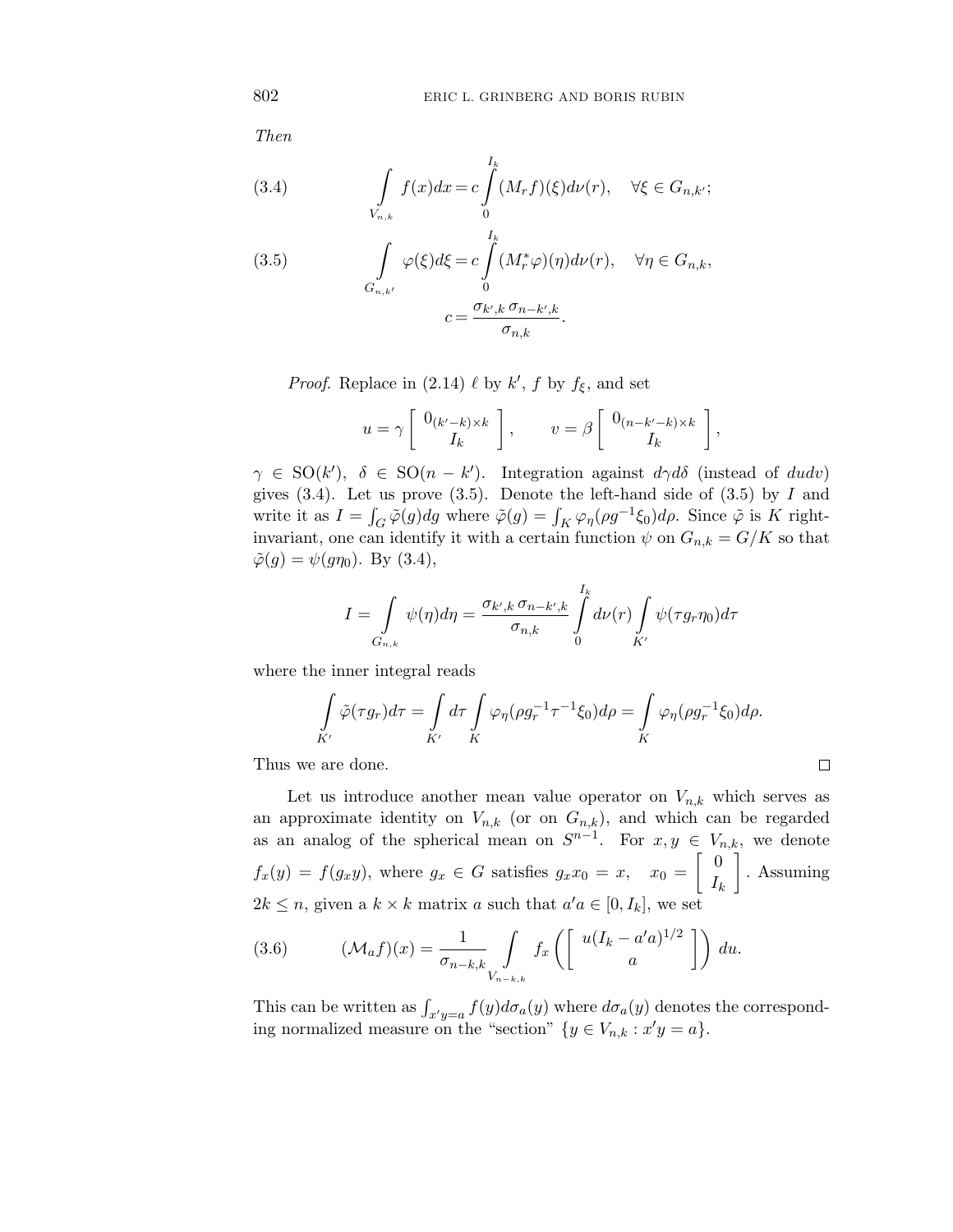*Then*

$$\int_{V_{n,k}} f(x)dx = c \int_0^{I_k} (M_r f)(\xi) d\nu(r), \quad \forall \xi \in G_{n,k'}; \tag{3.4}$$

$$\int_{G_{n,k'}} \varphi(\xi)d\xi = c \int_0^{I_k} (M_r^* \varphi)(\eta) d\nu(r), \quad \forall \eta \in G_{n,k}, \tag{3.5}$$

$$c = \frac{\sigma_{k',k}\, \sigma_{n-k',k}}{\sigma_{n,k}}.$$

*Proof.* Replace in (2.14) $\ell$ by $k'$, $f$ by $f_\xi$, and set

$$u = \gamma \begin{bmatrix} 0_{(k'-k)\times k} \\ I_k \end{bmatrix}, \qquad v = \beta \begin{bmatrix} 0_{(n-k'-k)\times k} \\ I_k \end{bmatrix},$$

$\gamma \in \mathrm{SO}(k')$, $\delta \in \mathrm{SO}(n-k')$. Integration against $d\gamma d\delta$ (instead of $dudv$) gives (3.4). Let us prove (3.5). Denote the left-hand side of (3.5) by $I$ and write it as $I = \int_G \tilde{\varphi}(g)dg$ where $\tilde{\varphi}(g) = \int_K \varphi_\eta(\rho g^{-1}\xi_0)d\rho$. Since $\tilde{\varphi}$ is $K$ right-invariant, one can identify it with a certain function $\psi$ on $G_{n,k} = G/K$ so that $\tilde{\varphi}(g) = \psi(g\eta_0)$. By (3.4),

$$I = \int_{G_{n,k}} \psi(\eta)d\eta = \frac{\sigma_{k',k}\, \sigma_{n-k',k}}{\sigma_{n,k}} \int_0^{I_k} d\nu(r) \int_{K'} \psi(\tau g_r \eta_0) d\tau$$

where the inner integral reads

$$\int_{K'} \tilde{\varphi}(\tau g_r) d\tau = \int_{K'} d\tau \int_K \varphi_\eta(\rho g_r^{-1} \tau^{-1} \xi_0) d\rho = \int_K \varphi_\eta(\rho g_r^{-1} \xi_0) d\rho.$$

Thus we are done. $\square$

Let us introduce another mean value operator on $V_{n,k}$ which serves as an approximate identity on $V_{n,k}$ (or on $G_{n,k}$), and which can be regarded as an analog of the spherical mean on $S^{n-1}$. For $x, y \in V_{n,k}$, we denote $f_x(y) = f(g_x y)$, where $g_x \in G$ satisfies $g_x x_0 = x$, $\quad x_0 = \begin{bmatrix} 0 \\ I_k \end{bmatrix}$. Assuming $2k \le n$, given a $k \times k$ matrix $a$ such that $a'a \in [0, I_k]$, we set

$$(\mathcal{M}_a f)(x) = \frac{1}{\sigma_{n-k,k}} \int_{V_{n-k,k}} f_x\left( \begin{bmatrix} u(I_k - a'a)^{1/2} \\ a \end{bmatrix} \right) du. \tag{3.6}$$

This can be written as $\int_{x'y=a} f(y) d\sigma_a(y)$ where $d\sigma_a(y)$ denotes the corresponding normalized measure on the "section" $\{y \in V_{n,k} : x'y = a\}$.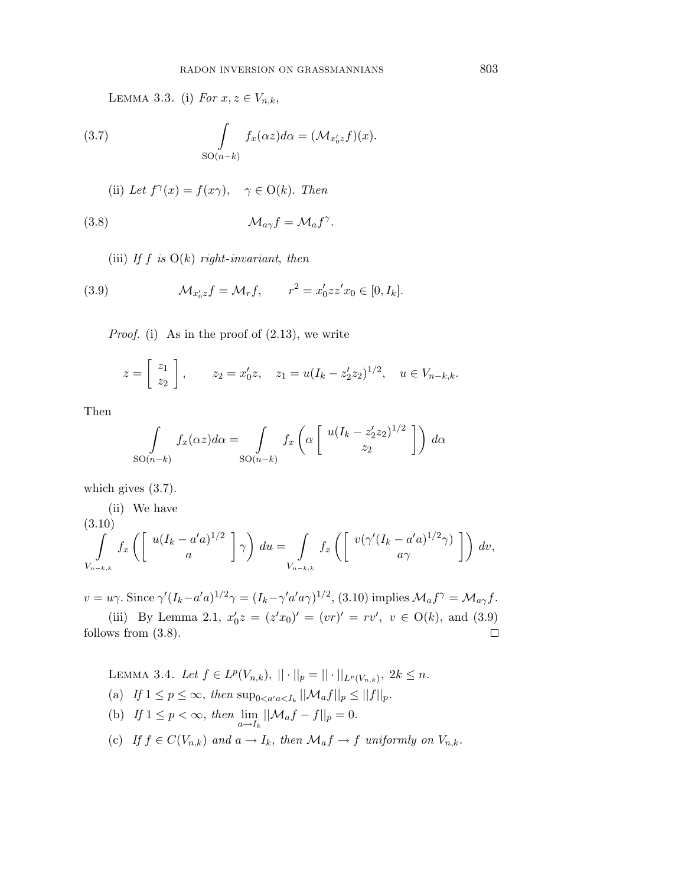LEMMA 3.3. (i) *For* $x, z \in V_{n,k}$,

$$\int\limits_{\mathrm{SO}(n-k)} f_x(\alpha z) d\alpha = (\mathcal{M}_{x_0' z} f)(x). \tag{3.7}$$

(ii) *Let* $f^\gamma(x) = f(x\gamma), \quad \gamma \in \mathrm{O}(k)$. *Then*

$$\mathcal{M}_{a\gamma} f = \mathcal{M}_a f^\gamma. \tag{3.8}$$

(iii) *If* $f$ *is* $\mathrm{O}(k)$ *right-invariant*, *then*

$$\mathcal{M}_{x_0' z} f = \mathcal{M}_r f, \qquad r^2 = x_0' z z' x_0 \in [0, I_k]. \tag{3.9}$$

*Proof.* (i) As in the proof of (2.13), we write

$$z = \begin{bmatrix} z_1 \\ z_2 \end{bmatrix}, \qquad z_2 = x_0' z, \quad z_1 = u(I_k - z_2' z_2)^{1/2}, \quad u \in V_{n-k,k}.$$

Then

$$\int\limits_{\mathrm{SO}(n-k)} f_x(\alpha z) d\alpha = \int\limits_{\mathrm{SO}(n-k)} f_x\left(\alpha \begin{bmatrix} u(I_k - z_2' z_2)^{1/2} \\ z_2 \end{bmatrix}\right) d\alpha$$

which gives (3.7).

(ii) We have

$$\int\limits_{V_{n-k,k}} f_x\left(\begin{bmatrix} u(I_k - a'a)^{1/2} \\ a \end{bmatrix} \gamma\right) du = \int\limits_{V_{n-k,k}} f_x\left(\begin{bmatrix} v(\gamma'(I_k - a'a)^{1/2}\gamma) \\ a\gamma \end{bmatrix}\right) dv, \tag{3.10}$$

$v = u\gamma$. Since $\gamma'(I_k - a'a)^{1/2}\gamma = (I_k - \gamma' a' a \gamma)^{1/2}$, (3.10) implies $\mathcal{M}_a f^\gamma = \mathcal{M}_{a\gamma} f$.

(iii) By Lemma 2.1, $x_0' z = (z' x_0)' = (vr)' = rv'$, $v \in \mathrm{O}(k)$, and (3.9) follows from (3.8). $\square$

LEMMA 3.4. *Let* $f \in L^p(V_{n,k})$, $||\cdot||_p = ||\cdot||_{L^p(V_{n,k})}$, $2k \le n$.

(a) *If* $1 \le p \le \infty$, *then* $\sup_{0 < a'a < I_k} ||\mathcal{M}_a f||_p \le ||f||_p$.

(b) *If* $1 \le p < \infty$, *then* $\lim\limits_{a \to I_k} ||\mathcal{M}_a f - f||_p = 0$.

(c) *If* $f \in C(V_{n,k})$ *and* $a \to I_k$, *then* $\mathcal{M}_a f \to f$ *uniformly on* $V_{n,k}$.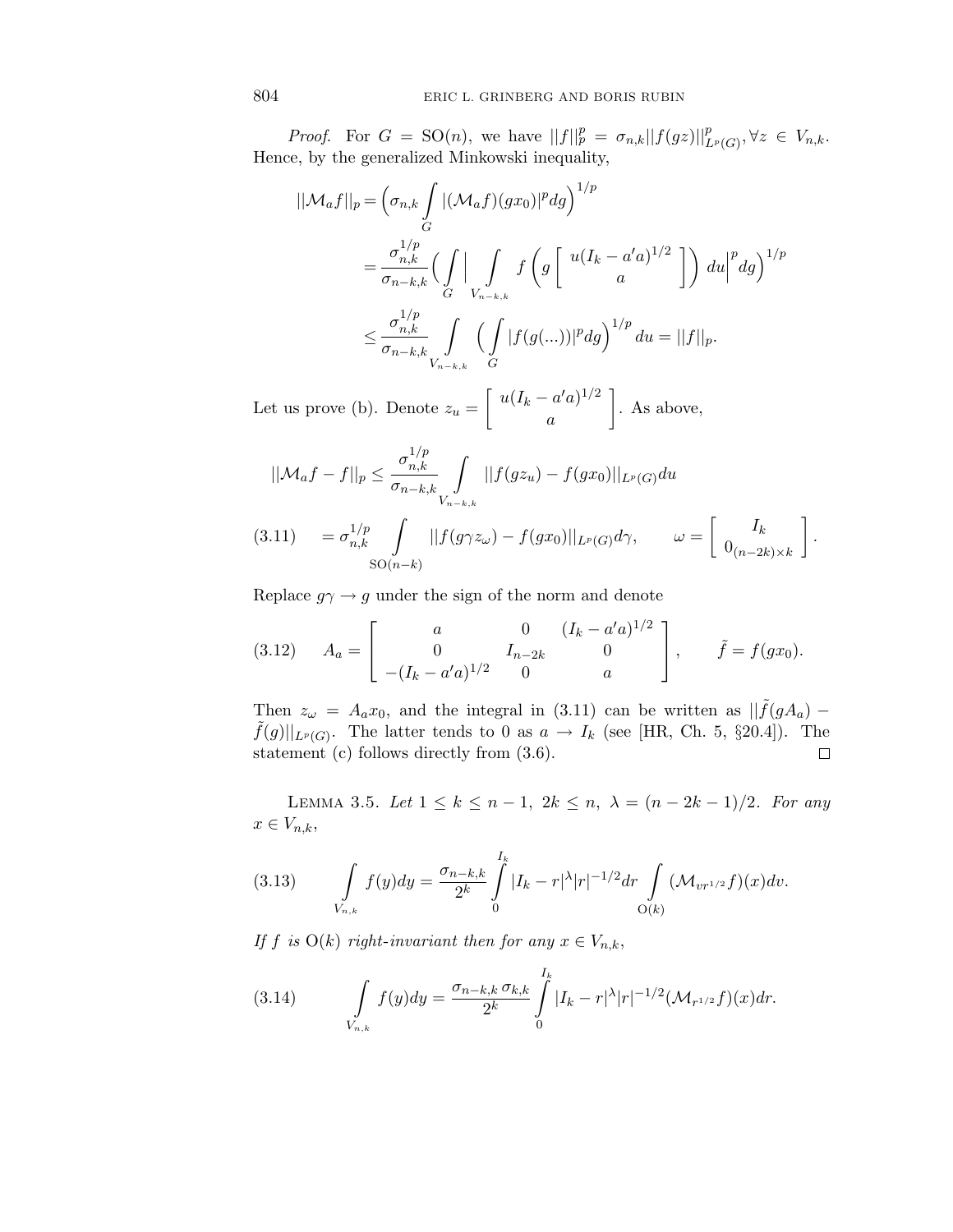*Proof.* For $G = \mathrm{SO}(n)$, we have $||f||_p^p = \sigma_{n,k}||f(gz)||^p_{L^p(G)}, \forall z \in V_{n,k}$. Hence, by the generalized Minkowski inequality,

$$
\begin{aligned}
||\mathcal{M}_a f||_p &= \Big(\sigma_{n,k}\int\limits_G |(\mathcal{M}_a f)(gx_0)|^p dg\Big)^{1/p} \\
&= \frac{\sigma_{n,k}^{1/p}}{\sigma_{n-k,k}}\Big(\int\limits_G \Big|\int\limits_{V_{n-k,k}} f\left(g\left[\begin{array}{c} u(I_k - a'a)^{1/2} \\ a \end{array}\right]\right) du\Big|^p dg\Big)^{1/p} \\
&\le \frac{\sigma_{n,k}^{1/p}}{\sigma_{n-k,k}} \int\limits_{V_{n-k,k}} \Big(\int\limits_G |f(g(...))|^p dg\Big)^{1/p} du = ||f||_p.
\end{aligned}
$$

Let us prove (b). Denote $z_u = \left[\begin{array}{c} u(I_k - a'a)^{1/2} \\ a \end{array}\right]$. As above,

$$
||\mathcal{M}_a f - f||_p \le \frac{\sigma_{n,k}^{1/p}}{\sigma_{n-k,k}} \int\limits_{V_{n-k,k}} ||f(gz_u) - f(gx_0)||_{L^p(G)} du
$$

$$
(3.11) \qquad = \sigma_{n,k}^{1/p} \int\limits_{\mathrm{SO}(n-k)} ||f(g\gamma z_\omega) - f(gx_0)||_{L^p(G)} d\gamma, \qquad \omega = \left[\begin{array}{c} I_k \\ 0_{(n-2k)\times k} \end{array}\right].
$$

Replace $g\gamma \to g$ under the sign of the norm and denote

$$
(3.12) \qquad A_a = \left[\begin{array}{ccc} a & 0 & (I_k - a'a)^{1/2} \\ 0 & I_{n-2k} & 0 \\ -(I_k - a'a)^{1/2} & 0 & a \end{array}\right], \qquad \tilde{f} = f(gx_0).
$$

Then $z_\omega = A_a x_0$, and the integral in (3.11) can be written as $||\tilde{f}(gA_a) - \tilde{f}(g)||_{L^p(G)}$. The latter tends to 0 as $a \to I_k$ (see [HR, Ch. 5, §20.4]). The statement (c) follows directly from (3.6). $\square$

Lemma 3.5. *Let $1 \le k \le n-1$, $2k \le n$, $\lambda = (n-2k-1)/2$. For any $x \in V_{n,k}$,*

$$
(3.13) \qquad \int\limits_{V_{n,k}} f(y)dy = \frac{\sigma_{n-k,k}}{2^k} \int\limits_0^{I_k} |I_k - r|^\lambda |r|^{-1/2} dr \int\limits_{\mathrm{O}(k)} (\mathcal{M}_{vr^{1/2}} f)(x) dv.
$$

*If $f$ is $\mathrm{O}(k)$ right-invariant then for any $x \in V_{n,k}$,*

$$
(3.14) \qquad \int\limits_{V_{n,k}} f(y)dy = \frac{\sigma_{n-k,k}\,\sigma_{k,k}}{2^k} \int\limits_0^{I_k} |I_k - r|^\lambda |r|^{-1/2} (\mathcal{M}_{r^{1/2}} f)(x) dr.
$$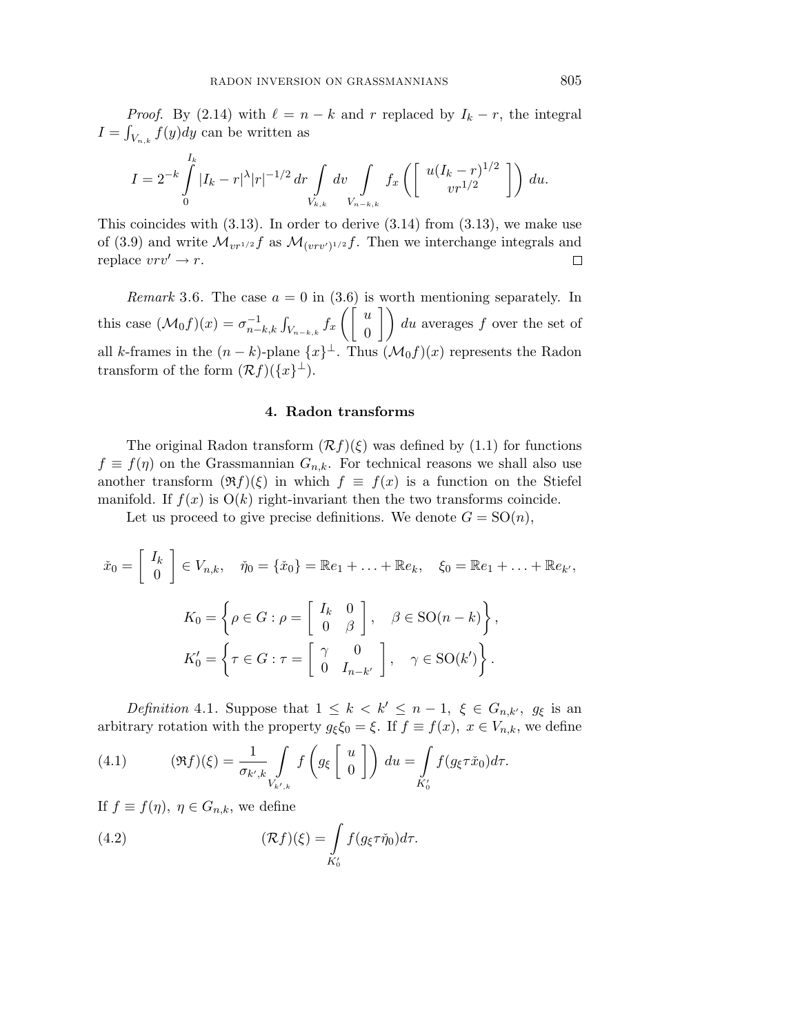*Proof*. By (2.14) with $\ell = n - k$ and $r$ replaced by $I_k - r$, the integral $I = \int_{V_{n,k}} f(y)dy$ can be written as

$$I = 2^{-k} \int_0^{I_k} |I_k - r|^{\lambda} |r|^{-1/2} \, dr \int_{V_{k,k}} dv \int_{V_{n-k,k}} f_x \left( \begin{bmatrix} u(I_k - r)^{1/2} \\ vr^{1/2} \end{bmatrix} \right) du.$$

This coincides with (3.13). In order to derive (3.14) from (3.13), we make use of (3.9) and write $\mathcal{M}_{vr^{1/2}} f$ as $\mathcal{M}_{(vrv')^{1/2}} f$. Then we interchange integrals and replace $vrv' \to r$. $\square$

*Remark* 3.6. The case $a = 0$ in (3.6) is worth mentioning separately. In this case $(\mathcal{M}_0 f)(x) = \sigma_{n-k,k}^{-1} \int_{V_{n-k,k}} f_x \left( \begin{bmatrix} u \\ 0 \end{bmatrix} \right) du$ averages $f$ over the set of all $k$-frames in the $(n-k)$-plane $\{x\}^{\perp}$. Thus $(\mathcal{M}_0 f)(x)$ represents the Radon transform of the form $(\mathcal{R} f)(\{x\}^{\perp})$.

## 4. Radon transforms

The original Radon transform $(\mathcal{R} f)(\xi)$ was defined by (1.1) for functions $f \equiv f(\eta)$ on the Grassmannian $G_{n,k}$. For technical reasons we shall also use another transform $(\mathfrak{R} f)(\xi)$ in which $f \equiv f(x)$ is a function on the Stiefel manifold. If $f(x)$ is $\mathrm{O}(k)$ right-invariant then the two transforms coincide.

Let us proceed to give precise definitions. We denote $G = \mathrm{SO}(n)$,

$$\check{x}_0 = \begin{bmatrix} I_k \\ 0 \end{bmatrix} \in V_{n,k}, \quad \check{\eta}_0 = \{\check{x}_0\} = \mathbb{R}e_1 + \ldots + \mathbb{R}e_k, \quad \xi_0 = \mathbb{R}e_1 + \ldots + \mathbb{R}e_{k'},$$

$$K_0 = \left\{ \rho \in G : \rho = \begin{bmatrix} I_k & 0 \\ 0 & \beta \end{bmatrix}, \quad \beta \in \mathrm{SO}(n-k) \right\},$$

$$K_0' = \left\{ \tau \in G : \tau = \begin{bmatrix} \gamma & 0 \\ 0 & I_{n-k'} \end{bmatrix}, \quad \gamma \in \mathrm{SO}(k') \right\}.$$

*Definition* 4.1. Suppose that $1 \le k < k' \le n-1$, $\xi \in G_{n,k'}$, $g_\xi$ is an arbitrary rotation with the property $g_\xi \xi_0 = \xi$. If $f \equiv f(x)$, $x \in V_{n,k}$, we define

$$(\mathfrak{R} f)(\xi) = \frac{1}{\sigma_{k',k}} \int_{V_{k',k}} f\left( g_\xi \begin{bmatrix} u \\ 0 \end{bmatrix} \right) du = \int_{K_0'} f(g_\xi \tau \check{x}_0) d\tau. \tag{4.1}$$

If $f \equiv f(\eta)$, $\eta \in G_{n,k}$, we define

$$(\mathcal{R} f)(\xi) = \int_{K_0'} f(g_\xi \tau \check{\eta}_0) d\tau. \tag{4.2}$$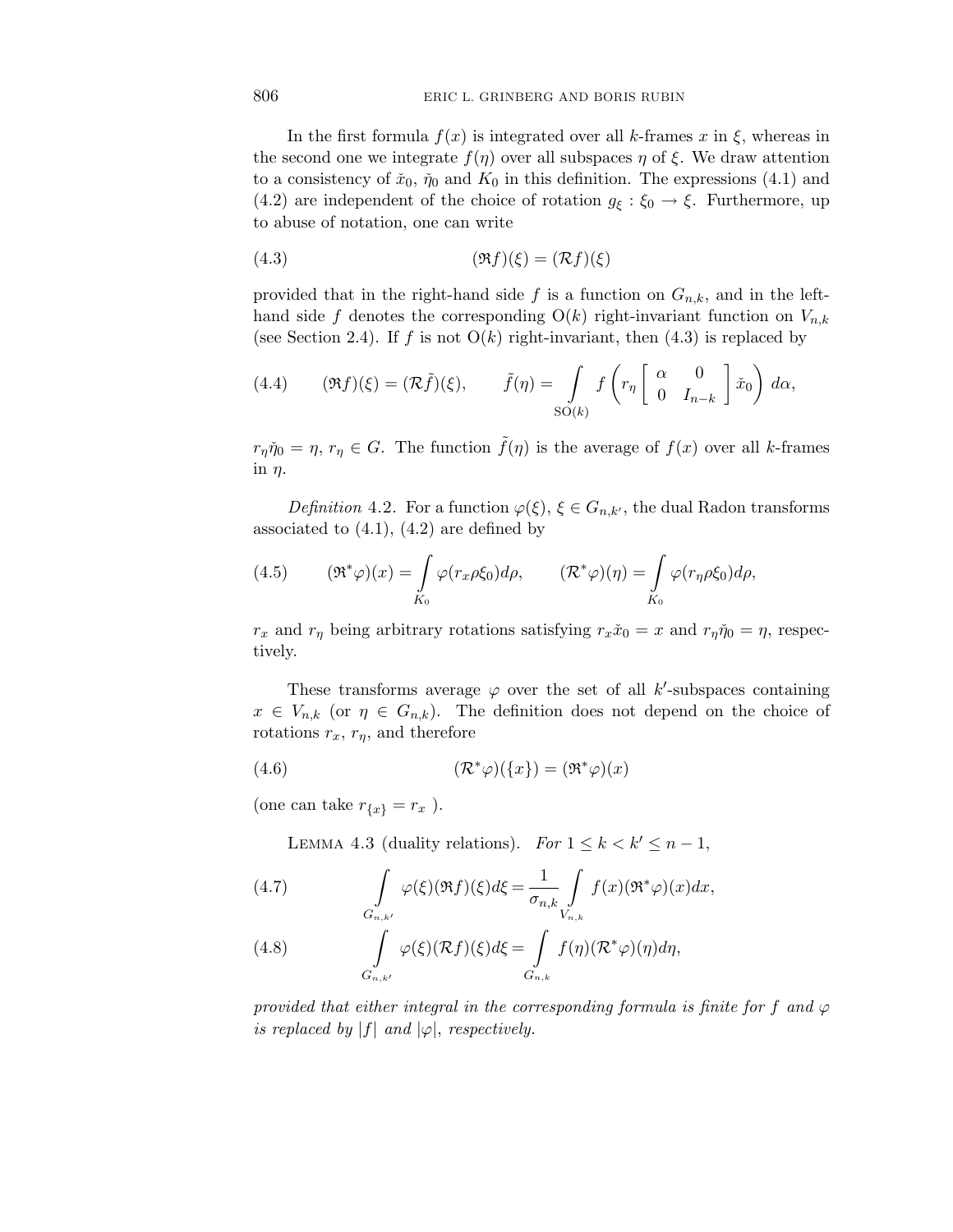In the first formula $f(x)$ is integrated over all $k$-frames $x$ in $\xi$, whereas in the second one we integrate $f(\eta)$ over all subspaces $\eta$ of $\xi$. We draw attention to a consistency of $\check{x}_0$, $\check{\eta}_0$ and $K_0$ in this definition. The expressions (4.1) and (4.2) are independent of the choice of rotation $g_\xi : \xi_0 \to \xi$. Furthermore, up to abuse of notation, one can write

$$(\mathfrak{R}f)(\xi) = (\mathcal{R}f)(\xi) \tag{4.3}$$

provided that in the right-hand side $f$ is a function on $G_{n,k}$, and in the left-hand side $f$ denotes the corresponding $\mathrm{O}(k)$ right-invariant function on $V_{n,k}$ (see Section 2.4). If $f$ is not $\mathrm{O}(k)$ right-invariant, then (4.3) is replaced by

$$(\mathfrak{R}f)(\xi) = (\mathcal{R}\tilde{f})(\xi), \qquad \tilde{f}(\eta) = \int\limits_{\mathrm{SO}(k)} f\left(r_\eta \begin{bmatrix} \alpha & 0 \\ 0 & I_{n-k} \end{bmatrix} \check{x}_0\right) d\alpha, \tag{4.4}$$

$r_\eta \check{\eta}_0 = \eta$, $r_\eta \in G$. The function $\tilde{f}(\eta)$ is the average of $f(x)$ over all $k$-frames in $\eta$.

*Definition* 4.2. For a function $\varphi(\xi)$, $\xi \in G_{n,k'}$, the dual Radon transforms associated to (4.1), (4.2) are defined by

$$(\mathfrak{R}^*\varphi)(x) = \int\limits_{K_0} \varphi(r_x \rho \xi_0) d\rho, \qquad (\mathcal{R}^*\varphi)(\eta) = \int\limits_{K_0} \varphi(r_\eta \rho \xi_0) d\rho, \tag{4.5}$$

$r_x$ and $r_\eta$ being arbitrary rotations satisfying $r_x \check{x}_0 = x$ and $r_\eta \check{\eta}_0 = \eta$, respectively.

These transforms average $\varphi$ over the set of all $k'$-subspaces containing $x \in V_{n,k}$ (or $\eta \in G_{n,k}$). The definition does not depend on the choice of rotations $r_x$, $r_\eta$, and therefore

$$(\mathcal{R}^*\varphi)(\{x\}) = (\mathfrak{R}^*\varphi)(x) \tag{4.6}$$

(one can take $r_{\{x\}} = r_x$ ).

LEMMA 4.3 (duality relations). *For* $1 \le k < k' \le n-1$,

$$\int\limits_{G_{n,k'}} \varphi(\xi)(\mathfrak{R}f)(\xi) d\xi = \frac{1}{\sigma_{n,k}} \int\limits_{V_{n,k}} f(x)(\mathfrak{R}^*\varphi)(x) dx, \tag{4.7}$$

$$\int\limits_{G_{n,k'}} \varphi(\xi)(\mathcal{R}f)(\xi) d\xi = \int\limits_{G_{n,k}} f(\eta)(\mathcal{R}^*\varphi)(\eta) d\eta, \tag{4.8}$$

*provided that either integral in the corresponding formula is finite for* $f$ *and* $\varphi$ *is replaced by* $|f|$ *and* $|\varphi|$, *respectively.*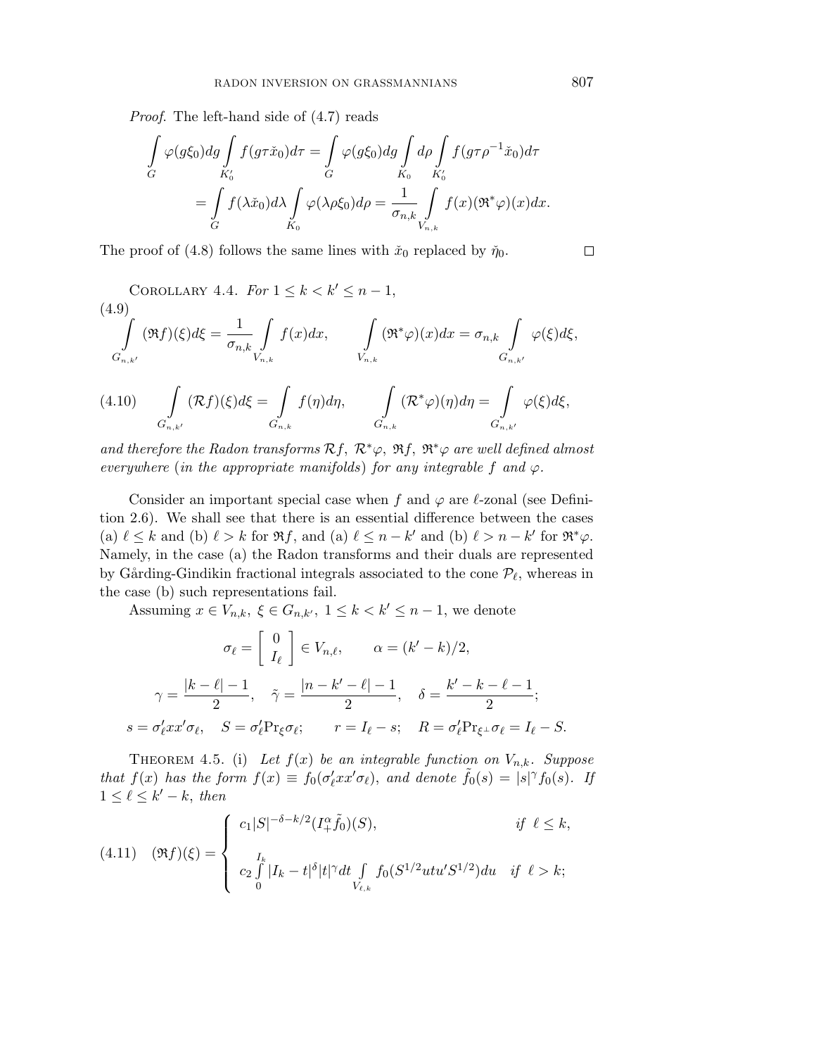*Proof*. The left-hand side of (4.7) reads

$$
\begin{aligned}
\int\limits_G \varphi(g\xi_0)dg \int\limits_{K_0'} f(g\tau\check{x}_0)d\tau &= \int\limits_G \varphi(g\xi_0)dg \int\limits_{K_0} d\rho \int\limits_{K_0'} f(g\tau\rho^{-1}\check{x}_0)d\tau \\
&= \int\limits_G f(\lambda\check{x}_0)d\lambda \int\limits_{K_0} \varphi(\lambda\rho\xi_0)d\rho = \frac{1}{\sigma_{n,k}} \int\limits_{V_{n,k}} f(x)(\mathfrak{R}^*\varphi)(x)dx.
\end{aligned}
$$

The proof of (4.8) follows the same lines with $\check{x}_0$ replaced by $\check{\eta}_0$. $\square$

Corollary 4.4. *For* $1 \le k < k' \le n-1$,

$$
\int\limits_{G_{n,k'}} (\mathfrak{R}f)(\xi)d\xi = \frac{1}{\sigma_{n,k}} \int\limits_{V_{n,k}} f(x)dx, \qquad \int\limits_{V_{n,k}} (\mathfrak{R}^*\varphi)(x)dx = \sigma_{n,k} \int\limits_{G_{n,k'}} \varphi(\xi)d\xi, \tag{4.9}
$$

$$
\int\limits_{G_{n,k'}} (\mathcal{R}f)(\xi)d\xi = \int\limits_{G_{n,k}} f(\eta)d\eta, \qquad \int\limits_{G_{n,k}} (\mathcal{R}^*\varphi)(\eta)d\eta = \int\limits_{G_{n,k'}} \varphi(\xi)d\xi, \tag{4.10}
$$

*and therefore the Radon transforms* $\mathcal{R}f$, $\mathcal{R}^*\varphi$, $\mathfrak{R}f$, $\mathfrak{R}^*\varphi$ *are well defined almost everywhere* (*in the appropriate manifolds*) *for any integrable* $f$ *and* $\varphi$.

Consider an important special case when $f$ and $\varphi$ are $\ell$-zonal (see Definition 2.6). We shall see that there is an essential difference between the cases (a) $\ell \le k$ and (b) $\ell > k$ for $\mathfrak{R}f$, and (a) $\ell \le n-k'$ and (b) $\ell > n-k'$ for $\mathfrak{R}^*\varphi$. Namely, in the case (a) the Radon transforms and their duals are represented by Gårding-Gindikin fractional integrals associated to the cone $\mathcal{P}_\ell$, whereas in the case (b) such representations fail.

Assuming $x \in V_{n,k}$, $\xi \in G_{n,k'}$, $1 \le k < k' \le n-1$, we denote

$$
\sigma_\ell = \begin{bmatrix} 0 \\ I_\ell \end{bmatrix} \in V_{n,\ell}, \qquad \alpha = (k'-k)/2,
$$

$$
\gamma = \frac{|k-\ell|-1}{2}, \quad \tilde{\gamma} = \frac{|n-k'-\ell|-1}{2}, \quad \delta = \frac{k'-k-\ell-1}{2};
$$

$$
s = \sigma_\ell' x x' \sigma_\ell, \quad S = \sigma_\ell' \text{Pr}_\xi \sigma_\ell; \qquad r = I_\ell - s; \quad R = \sigma_\ell' \text{Pr}_{\xi^\perp} \sigma_\ell = I_\ell - S.
$$

Theorem 4.5. (i) *Let* $f(x)$ *be an integrable function on* $V_{n,k}$. *Suppose that* $f(x)$ *has the form* $f(x) \equiv f_0(\sigma_\ell' x x' \sigma_\ell)$, *and denote* $\tilde{f}_0(s) = |s|^\gamma f_0(s)$. *If* $1 \le \ell \le k'-k$, *then*

$$
(\mathfrak{R}f)(\xi) = \begin{cases} c_1 |S|^{-\delta - k/2} (I_+^\alpha \tilde{f}_0)(S), & \text{if } \ell \le k, \\[2ex] c_2 \int\limits_0^{I_k} |I_k - t|^\delta |t|^\gamma dt \int\limits_{V_{\ell,k}} f_0(S^{1/2} u t u' S^{1/2}) du & \text{if } \ell > k; \end{cases} \tag{4.11}
$$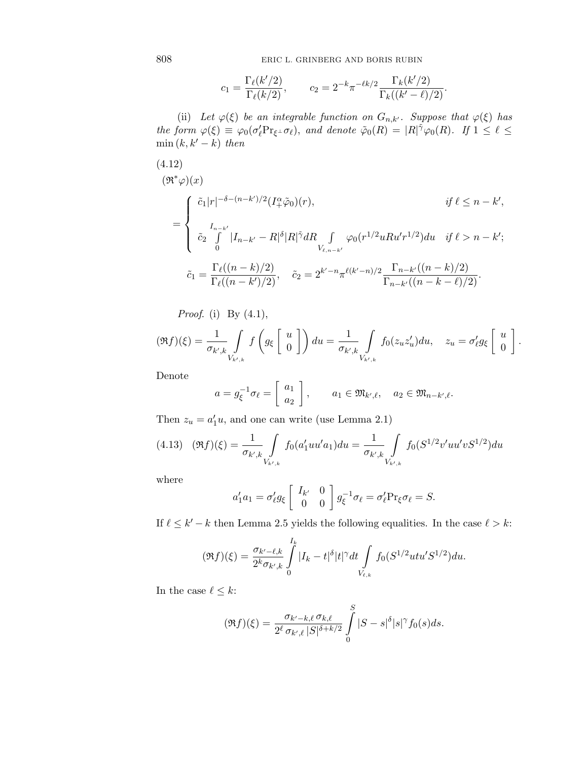$$c_1 = \frac{\Gamma_\ell(k'/2)}{\Gamma_\ell(k/2)}, \qquad c_2 = 2^{-k}\pi^{-\ell k/2}\frac{\Gamma_k(k'/2)}{\Gamma_k((k'-\ell)/2)}.$$

(ii) *Let $\varphi(\xi)$ be an integrable function on $G_{n,k'}$. Suppose that $\varphi(\xi)$ has the form $\varphi(\xi) \equiv \varphi_0(\sigma'_\ell \mathrm{Pr}_{\xi^\perp}\sigma_\ell)$, and denote $\tilde\varphi_0(R) = |R|^{\tilde\gamma}\varphi_0(R)$. If $1 \le \ell \le \min(k, k'-k)$ then*

(4.12)

$$(\mathfrak{R}^*\varphi)(x)$$

$$= \begin{cases} \tilde c_1 |r|^{-\delta-(n-k')/2}(I^\alpha_+\tilde\varphi_0)(r), & \text{if } \ell \le n-k', \\[2ex] \tilde c_2 \displaystyle\int_0^{I_{n-k'}} |I_{n-k'}-R|^\delta |R|^{\tilde\gamma} dR \int_{V_{\ell,n-k'}} \varphi_0(r^{1/2}uRu'r^{1/2})du & \text{if } \ell > n-k'; \end{cases}$$

$$\tilde c_1 = \frac{\Gamma_\ell((n-k)/2)}{\Gamma_\ell((n-k')/2)}, \quad \tilde c_2 = 2^{k'-n}\pi^{\ell(k'-n)/2}\frac{\Gamma_{n-k'}((n-k)/2)}{\Gamma_{n-k'}((n-k-\ell)/2)}.$$

*Proof.* (i) By (4.1),

$$(\mathfrak{R}f)(\xi) = \frac{1}{\sigma_{k',k}}\int_{V_{k',k}} f\left(g_\xi \begin{bmatrix} u \\ 0 \end{bmatrix}\right)du = \frac{1}{\sigma_{k',k}}\int_{V_{k',k}} f_0(z_u z'_u)du, \quad z_u = \sigma'_\ell g_\xi \begin{bmatrix} u \\ 0 \end{bmatrix}.$$

Denote

$$a = g_\xi^{-1}\sigma_\ell = \begin{bmatrix} a_1 \\ a_2 \end{bmatrix}, \qquad a_1 \in \mathfrak{M}_{k',\ell}, \quad a_2 \in \mathfrak{M}_{n-k',\ell}.$$

Then $z_u = a'_1 u$, and one can write (use Lemma 2.1)

$$(4.13) \quad (\mathfrak{R}f)(\xi) = \frac{1}{\sigma_{k',k}}\int_{V_{k',k}} f_0(a'_1uu'a_1)du = \frac{1}{\sigma_{k',k}}\int_{V_{k',k}} f_0(S^{1/2}v'uu'vS^{1/2})du$$

where

$$a'_1a_1 = \sigma'_\ell g_\xi \begin{bmatrix} I_{k'} & 0 \\ 0 & 0 \end{bmatrix} g_\xi^{-1}\sigma_\ell = \sigma'_\ell \mathrm{Pr}_\xi \sigma_\ell = S.$$

If $\ell \le k'-k$ then Lemma 2.5 yields the following equalities. In the case $\ell > k$:

$$(\mathfrak{R}f)(\xi) = \frac{\sigma_{k'-\ell,k}}{2^k\sigma_{k',k}}\int_0^{I_k} |I_k - t|^\delta |t|^\gamma dt \int_{V_{\ell,k}} f_0(S^{1/2}utu'S^{1/2})du.$$

In the case $\ell \le k$:

$$(\mathfrak{R}f)(\xi) = \frac{\sigma_{k'-k,\ell}\,\sigma_{k,\ell}}{2^\ell\,\sigma_{k',\ell}\,|S|^{\delta+k/2}}\int_0^S |S-s|^\delta |s|^\gamma f_0(s)ds.$$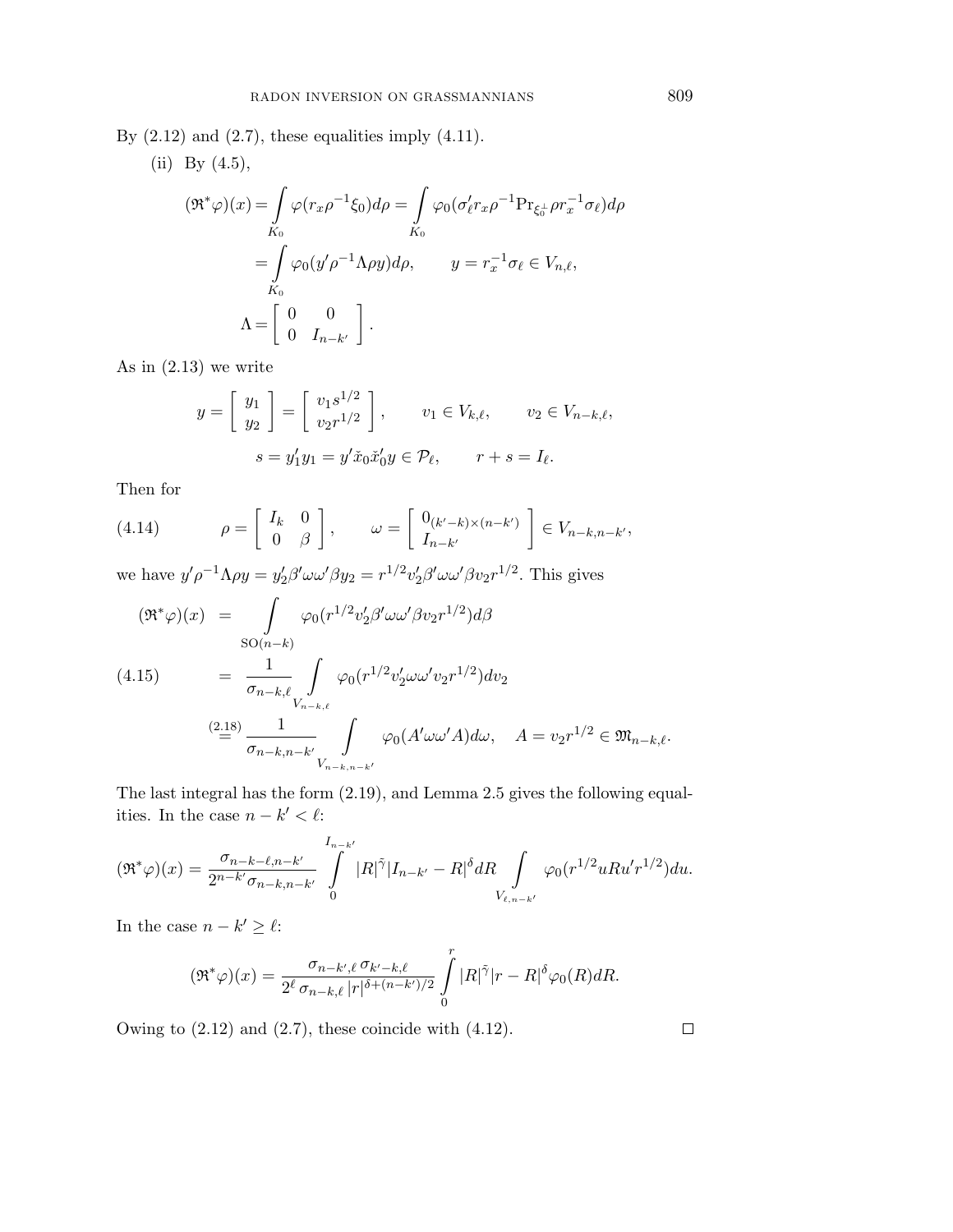By (2.12) and (2.7), these equalities imply (4.11).

(ii) By (4.5),

$$
\begin{aligned}
(\mathfrak{R}^*\varphi)(x) &= \int\limits_{K_0} \varphi(r_x \rho^{-1}\xi_0)d\rho = \int\limits_{K_0} \varphi_0(\sigma'_\ell r_x \rho^{-1} \mathrm{Pr}_{\xi_0^\perp} \rho r_x^{-1} \sigma_\ell)d\rho \\
&= \int\limits_{K_0} \varphi_0(y'\rho^{-1}\Lambda\rho y)d\rho, \qquad y = r_x^{-1}\sigma_\ell \in V_{n,\ell}, \\
\Lambda &= \begin{bmatrix} 0 & 0 \\ 0 & I_{n-k'} \end{bmatrix}.
\end{aligned}
$$

As in (2.13) we write

$$
y = \begin{bmatrix} y_1 \\ y_2 \end{bmatrix} = \begin{bmatrix} v_1 s^{1/2} \\ v_2 r^{1/2} \end{bmatrix}, \qquad v_1 \in V_{k,\ell}, \qquad v_2 \in V_{n-k,\ell},
$$

$$
s = y_1' y_1 = y' \check{x}_0 \check{x}_0' y \in \mathcal{P}_\ell, \qquad r + s = I_\ell.
$$

Then for

$$
\rho = \begin{bmatrix} I_k & 0 \\ 0 & \beta \end{bmatrix}, \qquad \omega = \begin{bmatrix} 0_{(k'-k)\times(n-k')} \\ I_{n-k'} \end{bmatrix} \in V_{n-k,n-k'}, \tag{4.14}
$$

we have $y'\rho^{-1}\Lambda\rho y = y_2'\beta'\omega\omega'\beta y_2 = r^{1/2}v_2'\beta'\omega\omega'\beta v_2 r^{1/2}$. This gives

$$
\begin{aligned}
(\mathfrak{R}^*\varphi)(x) &= \int\limits_{\mathrm{SO}(n-k)} \varphi_0(r^{1/2}v_2'\beta'\omega\omega'\beta v_2 r^{1/2})d\beta \\
&= \frac{1}{\sigma_{n-k,\ell}} \int\limits_{V_{n-k,\ell}} \varphi_0(r^{1/2}v_2'\omega\omega' v_2 r^{1/2})dv_2 \\
&\overset{(2.18)}{=} \frac{1}{\sigma_{n-k,n-k'}} \int\limits_{V_{n-k,n-k'}} \varphi_0(A'\omega\omega' A)d\omega, \quad A = v_2 r^{1/2} \in \mathfrak{M}_{n-k,\ell}.
\end{aligned}
\tag{4.15}
$$

The last integral has the form (2.19), and Lemma 2.5 gives the following equalities. In the case $n-k' < \ell$:

$$
(\mathfrak{R}^*\varphi)(x) = \frac{\sigma_{n-k-\ell,n-k'}}{2^{n-k'}\sigma_{n-k,n-k'}} \int\limits_0^{I_{n-k'}} |R|^{\tilde{\gamma}}|I_{n-k'} - R|^\delta dR \int\limits_{V_{\ell,n-k'}} \varphi_0(r^{1/2}uRu'r^{1/2})du.
$$

In the case $n-k' \geq \ell$:

$$
(\mathfrak{R}^*\varphi)(x) = \frac{\sigma_{n-k',\ell}\,\sigma_{k'-k,\ell}}{2^\ell\,\sigma_{n-k,\ell}\,|r|^{\delta+(n-k')/2}} \int\limits_0^r |R|^{\tilde{\gamma}}|r-R|^\delta \varphi_0(R)dR.
$$

Owing to (2.12) and (2.7), these coincide with (4.12). □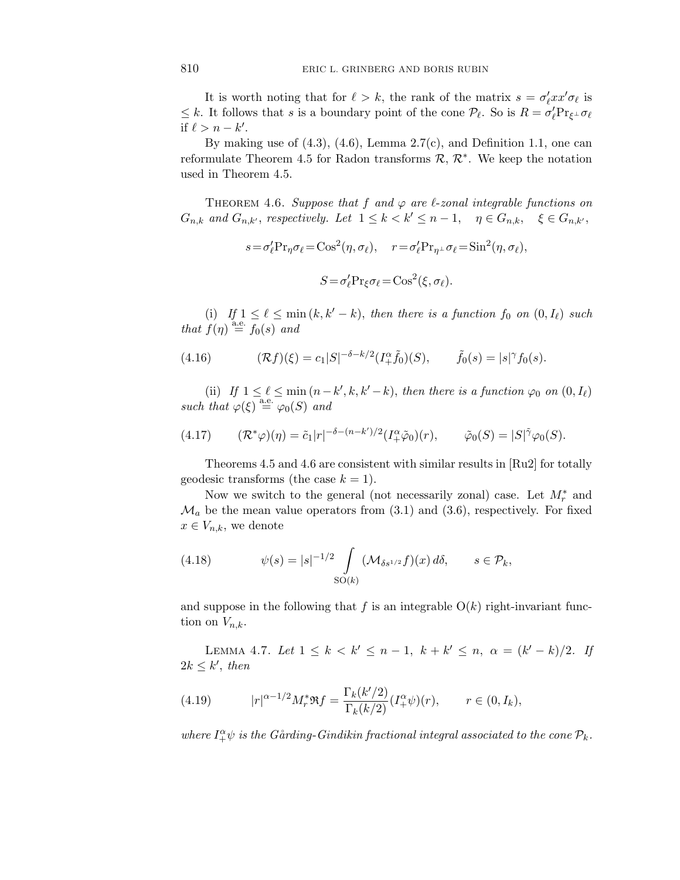It is worth noting that for $\ell > k$, the rank of the matrix $s = \sigma'_\ell x x' \sigma_\ell$ is $\le k$. It follows that $s$ is a boundary point of the cone $\mathcal{P}_\ell$. So is $R = \sigma'_\ell \mathrm{Pr}_{\xi^\perp} \sigma_\ell$ if $\ell > n - k'$.

By making use of (4.3), (4.6), Lemma 2.7(c), and Definition 1.1, one can reformulate Theorem 4.5 for Radon transforms $\mathcal{R}$, $\mathcal{R}^*$. We keep the notation used in Theorem 4.5.

Theorem 4.6. *Suppose that $f$ and $\varphi$ are $\ell$-zonal integrable functions on $G_{n,k}$ and $G_{n,k'}$, respectively. Let* $1 \le k < k' \le n-1, \quad \eta \in G_{n,k}, \quad \xi \in G_{n,k'}$,

$$s = \sigma'_\ell \mathrm{Pr}_\eta \sigma_\ell = \mathrm{Cos}^2(\eta, \sigma_\ell), \quad r = \sigma'_\ell \mathrm{Pr}_{\eta^\perp} \sigma_\ell = \mathrm{Sin}^2(\eta, \sigma_\ell),$$

$$S = \sigma'_\ell \mathrm{Pr}_\xi \sigma_\ell = \mathrm{Cos}^2(\xi, \sigma_\ell).$$

(i) *If $1 \le \ell \le \min(k, k'-k)$, then there is a function $f_0$ on $(0, I_\ell)$ such that $f(\eta) \overset{\text{a.e.}}{=} f_0(s)$ and*

$$(\mathcal{R}f)(\xi) = c_1 |S|^{-\delta - k/2} (I^\alpha_+ \tilde{f}_0)(S), \qquad \tilde{f}_0(s) = |s|^\gamma f_0(s). \tag{4.16}$$

(ii) *If $1 \le \ell \le \min(n-k', k, k'-k)$, then there is a function $\varphi_0$ on $(0, I_\ell)$ such that $\varphi(\xi) \overset{\text{a.e.}}{=} \varphi_0(S)$ and*

$$(\mathcal{R}^* \varphi)(\eta) = \tilde{c}_1 |r|^{-\delta - (n-k')/2} (I^\alpha_+ \tilde{\varphi}_0)(r), \qquad \tilde{\varphi}_0(S) = |S|^{\tilde{\gamma}} \varphi_0(S). \tag{4.17}$$

Theorems 4.5 and 4.6 are consistent with similar results in [Ru2] for totally geodesic transforms (the case $k = 1$).

Now we switch to the general (not necessarily zonal) case. Let $M^*_r$ and $\mathcal{M}_a$ be the mean value operators from (3.1) and (3.6), respectively. For fixed $x \in V_{n,k}$, we denote

$$\psi(s) = |s|^{-1/2} \int\limits_{\mathrm{SO}(k)} (\mathcal{M}_{\delta s^{1/2}} f)(x)\, d\delta, \qquad s \in \mathcal{P}_k, \tag{4.18}$$

and suppose in the following that $f$ is an integrable $\mathrm{O}(k)$ right-invariant function on $V_{n,k}$.

Lemma 4.7. *Let $1 \le k < k' \le n-1$, $k + k' \le n$, $\alpha = (k'-k)/2$. If $2k \le k'$, then*

$$|r|^{\alpha - 1/2} M^*_r \mathfrak{R} f = \frac{\Gamma_k(k'/2)}{\Gamma_k(k/2)} (I^\alpha_+ \psi)(r), \qquad r \in (0, I_k), \tag{4.19}$$

*where $I^\alpha_+ \psi$ is the Gårding-Gindikin fractional integral associated to the cone $\mathcal{P}_k$.*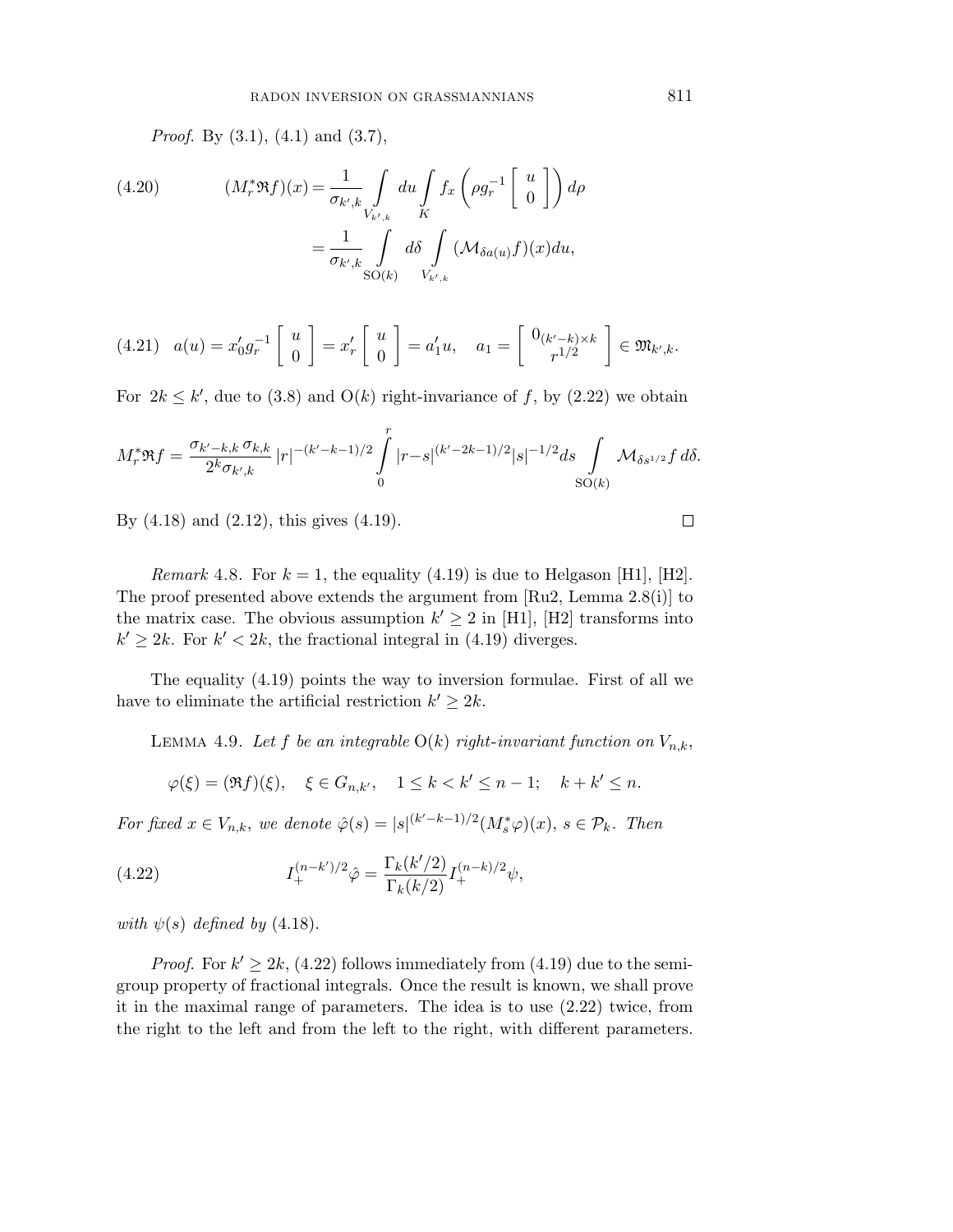*Proof*. By (3.1), (4.1) and (3.7),

$$(M_r^* \mathfrak{R} f)(x) = \frac{1}{\sigma_{k',k}} \int\limits_{V_{k',k}} du \int\limits_K f_x \left( \rho g_r^{-1} \left[ \begin{array}{c} u \\ 0 \end{array} \right] \right) d\rho \tag{4.20}$$

$$= \frac{1}{\sigma_{k',k}} \int\limits_{\mathrm{SO}(k)} d\delta \int\limits_{V_{k',k}} (\mathcal{M}_{\delta a(u)} f)(x) du,$$

$$a(u) = x_0' g_r^{-1} \left[ \begin{array}{c} u \\ 0 \end{array} \right] = x_r' \left[ \begin{array}{c} u \\ 0 \end{array} \right] = a_1' u, \quad a_1 = \left[ \begin{array}{c} 0_{(k'-k)\times k} \\ r^{1/2} \end{array} \right] \in \mathfrak{M}_{k',k}. \tag{4.21}$$

For $2k \le k'$, due to (3.8) and $\mathrm{O}(k)$ right-invariance of $f$, by (2.22) we obtain

$$M_r^* \mathfrak{R} f = \frac{\sigma_{k'-k,k}\, \sigma_{k,k}}{2^k \sigma_{k',k}} |r|^{-(k'-k-1)/2} \int\limits_0^r |r-s|^{(k'-2k-1)/2} |s|^{-1/2} ds \int\limits_{\mathrm{SO}(k)} \mathcal{M}_{\delta s^{1/2}} f \, d\delta.$$

By (4.18) and (2.12), this gives (4.19). $\square$

*Remark* 4.8. For $k = 1$, the equality (4.19) is due to Helgason [H1], [H2]. The proof presented above extends the argument from [Ru2, Lemma 2.8(i)] to the matrix case. The obvious assumption $k' \ge 2$ in [H1], [H2] transforms into $k' \ge 2k$. For $k' < 2k$, the fractional integral in (4.19) diverges.

The equality (4.19) points the way to inversion formulae. First of all we have to eliminate the artificial restriction $k' \ge 2k$.

LEMMA 4.9. *Let $f$ be an integrable $\mathrm{O}(k)$ right-invariant function on $V_{n,k}$,*

$$\varphi(\xi) = (\mathfrak{R} f)(\xi), \quad \xi \in G_{n,k'}, \quad 1 \le k < k' \le n-1; \quad k + k' \le n.$$

*For fixed $x \in V_{n,k}$, we denote $\hat{\varphi}(s) = |s|^{(k'-k-1)/2} (M_s^* \varphi)(x)$, $s \in \mathcal{P}_k$. Then*

$$I_+^{(n-k')/2} \hat{\varphi} = \frac{\Gamma_k(k'/2)}{\Gamma_k(k/2)} I_+^{(n-k)/2} \psi, \tag{4.22}$$

*with $\psi(s)$ defined by* (4.18).

*Proof*. For $k' \ge 2k$, (4.22) follows immediately from (4.19) due to the semigroup property of fractional integrals. Once the result is known, we shall prove it in the maximal range of parameters. The idea is to use (2.22) twice, from the right to the left and from the left to the right, with different parameters.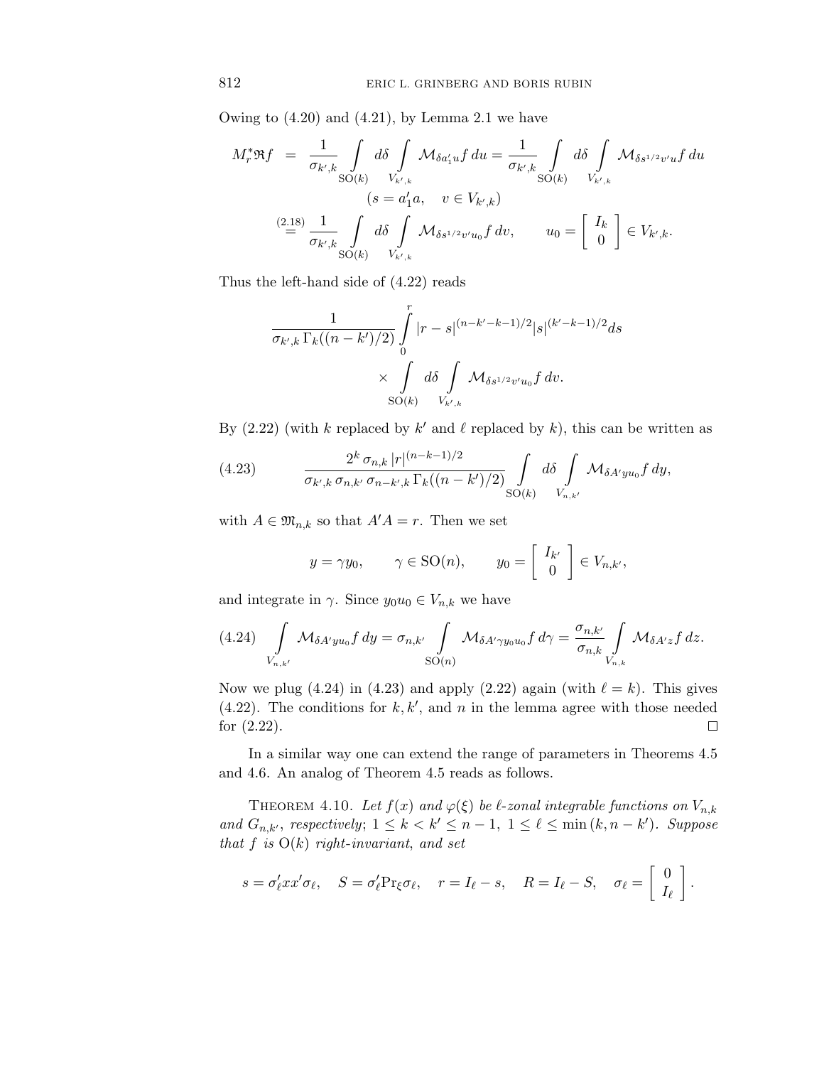Owing to (4.20) and (4.21), by Lemma 2.1 we have

$$
\begin{aligned}
M_r^* \mathfrak{R} f &= \frac{1}{\sigma_{k',k}} \int\limits_{\mathrm{SO}(k)} d\delta \int\limits_{V_{k',k}} \mathcal{M}_{\delta a_1' u} f\, du = \frac{1}{\sigma_{k',k}} \int\limits_{\mathrm{SO}(k)} d\delta \int\limits_{V_{k',k}} \mathcal{M}_{\delta s^{1/2} v' u} f\, du \\
&\qquad\qquad (s = a_1' a, \quad v \in V_{k',k}) \\
&\overset{(2.18)}{=} \frac{1}{\sigma_{k',k}} \int\limits_{\mathrm{SO}(k)} d\delta \int\limits_{V_{k',k}} \mathcal{M}_{\delta s^{1/2} v' u_0} f\, dv, \qquad u_0 = \begin{bmatrix} I_k \\ 0 \end{bmatrix} \in V_{k',k}.
\end{aligned}
$$

Thus the left-hand side of (4.22) reads

$$
\frac{1}{\sigma_{k',k}\, \Gamma_k((n-k')/2)} \int\limits_0^r |r-s|^{(n-k'-k-1)/2} |s|^{(k'-k-1)/2} ds \times \int\limits_{\mathrm{SO}(k)} d\delta \int\limits_{V_{k',k}} \mathcal{M}_{\delta s^{1/2} v' u_0} f\, dv.
$$

By (2.22) (with $k$ replaced by $k'$ and $\ell$ replaced by $k$), this can be written as

$$
\frac{2^k\, \sigma_{n,k}\, |r|^{(n-k-1)/2}}{\sigma_{k',k}\, \sigma_{n,k'}\, \sigma_{n-k',k}\, \Gamma_k((n-k')/2)} \int\limits_{\mathrm{SO}(k)} d\delta \int\limits_{V_{n,k'}} \mathcal{M}_{\delta A' y u_0} f\, dy, \tag{4.23}
$$

with $A \in \mathfrak{M}_{n,k}$ so that $A'A = r$. Then we set

$$
y = \gamma y_0, \qquad \gamma \in \mathrm{SO}(n), \qquad y_0 = \begin{bmatrix} I_{k'} \\ 0 \end{bmatrix} \in V_{n,k'},
$$

and integrate in $\gamma$. Since $y_0 u_0 \in V_{n,k}$ we have

$$
\int\limits_{V_{n,k'}} \mathcal{M}_{\delta A' y u_0} f\, dy = \sigma_{n,k'} \int\limits_{\mathrm{SO}(n)} \mathcal{M}_{\delta A' \gamma y_0 u_0} f\, d\gamma = \frac{\sigma_{n,k'}}{\sigma_{n,k}} \int\limits_{V_{n,k}} \mathcal{M}_{\delta A' z} f\, dz. \tag{4.24}
$$

Now we plug (4.24) in (4.23) and apply (2.22) again (with $\ell = k$). This gives (4.22). The conditions for $k, k'$, and $n$ in the lemma agree with those needed for (2.22). $\square$

In a similar way one can extend the range of parameters in Theorems 4.5 and 4.6. An analog of Theorem 4.5 reads as follows.

THEOREM 4.10. *Let $f(x)$ and $\varphi(\xi)$ be $\ell$-zonal integrable functions on $V_{n,k}$ and $G_{n,k'}$, respectively; $1 \le k < k' \le n-1$, $1 \le \ell \le \min(k, n-k')$. Suppose that $f$ is $\mathrm{O}(k)$ right-invariant, and set*

$$
s = \sigma_\ell' x x' \sigma_\ell, \quad S = \sigma_\ell' \mathrm{Pr}_\xi \sigma_\ell, \quad r = I_\ell - s, \quad R = I_\ell - S, \quad \sigma_\ell = \begin{bmatrix} 0 \\ I_\ell \end{bmatrix}.
$$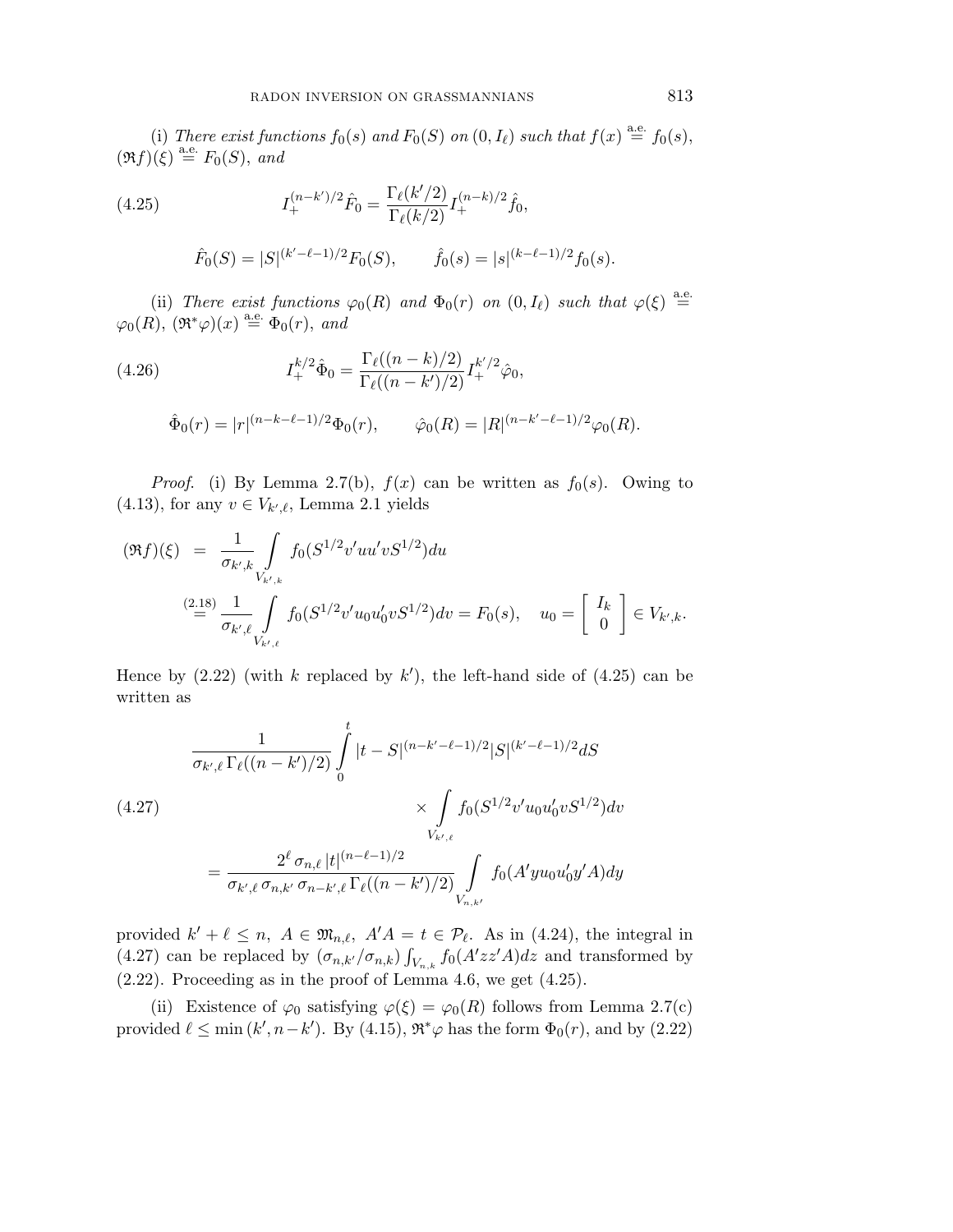(i) *There exist functions $f_0(s)$ and $F_0(S)$ on $(0, I_\ell)$ such that $f(x) \overset{\text{a.e.}}{=} f_0(s)$, $(\mathfrak{R}f)(\xi) \overset{\text{a.e.}}{=} F_0(S)$, and*

$$I_+^{(n-k')/2} \hat{F}_0 = \frac{\Gamma_\ell(k'/2)}{\Gamma_\ell(k/2)} I_+^{(n-k)/2} \hat{f}_0, \tag{4.25}$$

$$\hat{F}_0(S) = |S|^{(k'-\ell-1)/2} F_0(S), \qquad \hat{f}_0(s) = |s|^{(k-\ell-1)/2} f_0(s).$$

(ii) *There exist functions $\varphi_0(R)$ and $\Phi_0(r)$ on $(0, I_\ell)$ such that $\varphi(\xi) \overset{\text{a.e.}}{=} \varphi_0(R)$, $(\mathfrak{R}^*\varphi)(x) \overset{\text{a.e.}}{=} \Phi_0(r)$, and*

$$I_+^{k/2} \hat{\Phi}_0 = \frac{\Gamma_\ell((n-k)/2)}{\Gamma_\ell((n-k')/2)} I_+^{k'/2} \hat{\varphi}_0, \tag{4.26}$$

$$\hat{\Phi}_0(r) = |r|^{(n-k-\ell-1)/2} \Phi_0(r), \qquad \hat{\varphi}_0(R) = |R|^{(n-k'-\ell-1)/2} \varphi_0(R).$$

*Proof.* (i) By Lemma 2.7(b), $f(x)$ can be written as $f_0(s)$. Owing to (4.13), for any $v \in V_{k',\ell}$, Lemma 2.1 yields

$$\begin{aligned}
(\mathfrak{R}f)(\xi) &= \frac{1}{\sigma_{k',k}} \int\limits_{V_{k',k}} f_0(S^{1/2} v' u u' v S^{1/2}) du \\
&\overset{(2.18)}{=} \frac{1}{\sigma_{k',\ell}} \int\limits_{V_{k',\ell}} f_0(S^{1/2} v' u_0 u_0' v S^{1/2}) dv = F_0(s), \quad u_0 = \begin{bmatrix} I_k \\ 0 \end{bmatrix} \in V_{k',k}.
\end{aligned}$$

Hence by (2.22) (with $k$ replaced by $k'$), the left-hand side of (4.25) can be written as

$$\begin{aligned}
&\frac{1}{\sigma_{k',\ell}\, \Gamma_\ell((n-k')/2)} \int\limits_0^t |t-S|^{(n-k'-\ell-1)/2} |S|^{(k'-\ell-1)/2} dS \\
&\qquad\qquad \times \int\limits_{V_{k',\ell}} f_0(S^{1/2} v' u_0 u_0' v S^{1/2}) dv \\
&= \frac{2^\ell\, \sigma_{n,\ell}\, |t|^{(n-\ell-1)/2}}{\sigma_{k',\ell}\, \sigma_{n,k'}\, \sigma_{n-k',\ell}\, \Gamma_\ell((n-k')/2)} \int\limits_{V_{n,k'}} f_0(A' y u_0 u_0' y' A) dy
\end{aligned} \tag{4.27}$$

provided $k' + \ell \le n$, $A \in \mathfrak{M}_{n,\ell}$, $A'A = t \in \mathcal{P}_\ell$. As in (4.24), the integral in (4.27) can be replaced by $(\sigma_{n,k'}/\sigma_{n,k}) \int_{V_{n,k}} f_0(A' z z' A) dz$ and transformed by (2.22). Proceeding as in the proof of Lemma 4.6, we get (4.25).

(ii) Existence of $\varphi_0$ satisfying $\varphi(\xi) = \varphi_0(R)$ follows from Lemma 2.7(c) provided $\ell \le \min(k', n-k')$. By (4.15), $\mathfrak{R}^*\varphi$ has the form $\Phi_0(r)$, and by (2.22)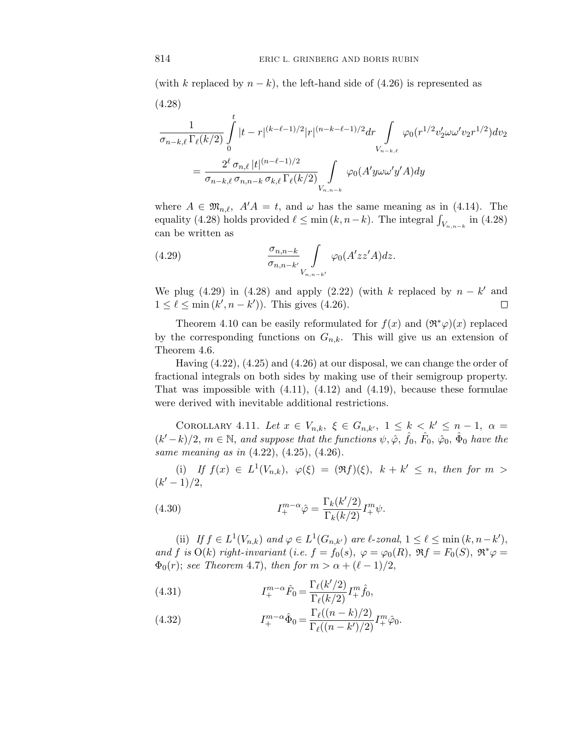(with $k$ replaced by $n-k$), the left-hand side of (4.26) is represented as

(4.28)

$$\frac{1}{\sigma_{n-k,\ell}\,\Gamma_\ell(k/2)} \int\limits_0^t |t-r|^{(k-\ell-1)/2} |r|^{(n-k-\ell-1)/2} dr \int\limits_{V_{n-k,\ell}} \varphi_0(r^{1/2} v_2' \omega\omega' v_2 r^{1/2}) dv_2$$

$$= \frac{2^\ell\,\sigma_{n,\ell}\,|t|^{(n-\ell-1)/2}}{\sigma_{n-k,\ell}\,\sigma_{n,n-k}\,\sigma_{k,\ell}\,\Gamma_\ell(k/2)} \int\limits_{V_{n,n-k}} \varphi_0(A'y\omega\omega'y'A) dy$$

where $A \in \mathfrak{M}_{n,\ell}$, $A'A = t$, and $\omega$ has the same meaning as in (4.14). The equality (4.28) holds provided $\ell \le \min(k, n-k)$. The integral $\int_{V_{n,n-k}}$ in (4.28) can be written as

$$\frac{\sigma_{n,n-k}}{\sigma_{n,n-k'}} \int\limits_{V_{n,n-k'}} \varphi_0(A'zz'A) dz. \tag{4.29}$$

We plug (4.29) in (4.28) and apply (2.22) (with $k$ replaced by $n-k'$ and $1 \le \ell \le \min(k', n-k')$). This gives (4.26). $\square$

Theorem 4.10 can be easily reformulated for $f(x)$ and $(\mathfrak{R}^*\varphi)(x)$ replaced by the corresponding functions on $G_{n,k}$. This will give us an extension of Theorem 4.6.

Having (4.22), (4.25) and (4.26) at our disposal, we can change the order of fractional integrals on both sides by making use of their semigroup property. That was impossible with (4.11), (4.12) and (4.19), because these formulae were derived with inevitable additional restrictions.

Corollary 4.11. *Let $x \in V_{n,k}$, $\xi \in G_{n,k'}$, $1 \le k < k' \le n-1$, $\alpha = (k'-k)/2$, $m \in \mathbb{N}$, and suppose that the functions $\psi, \hat{\varphi}, \hat{f}_0, \hat{F}_0, \hat{\varphi}_0, \hat{\Phi}_0$ have the same meaning as in* (4.22), (4.25), (4.26).

(i) *If $f(x) \in L^1(V_{n,k})$, $\varphi(\xi) = (\mathfrak{R}f)(\xi)$, $k + k' \le n$, then for $m > (k'-1)/2$,*

$$I_+^{m-\alpha}\hat{\varphi} = \frac{\Gamma_k(k'/2)}{\Gamma_k(k/2)} I_+^m \psi. \tag{4.30}$$

(ii) *If $f \in L^1(V_{n,k})$ and $\varphi \in L^1(G_{n,k'})$ are $\ell$-zonal, $1 \le \ell \le \min(k, n-k')$, and $f$ is $\mathrm{O}(k)$ right-invariant (i.e. $f = f_0(s)$, $\varphi = \varphi_0(R)$, $\mathfrak{R}f = F_0(S)$, $\mathfrak{R}^*\varphi = \Phi_0(r)$; see Theorem 4.7), then for $m > \alpha + (\ell-1)/2$,*

$$I_+^{m-\alpha}\hat{F}_0 = \frac{\Gamma_\ell(k'/2)}{\Gamma_\ell(k/2)} I_+^m \hat{f}_0, \tag{4.31}$$

$$I_+^{m-\alpha}\hat{\Phi}_0 = \frac{\Gamma_\ell((n-k)/2)}{\Gamma_\ell((n-k')/2)} I_+^m \hat{\varphi}_0. \tag{4.32}$$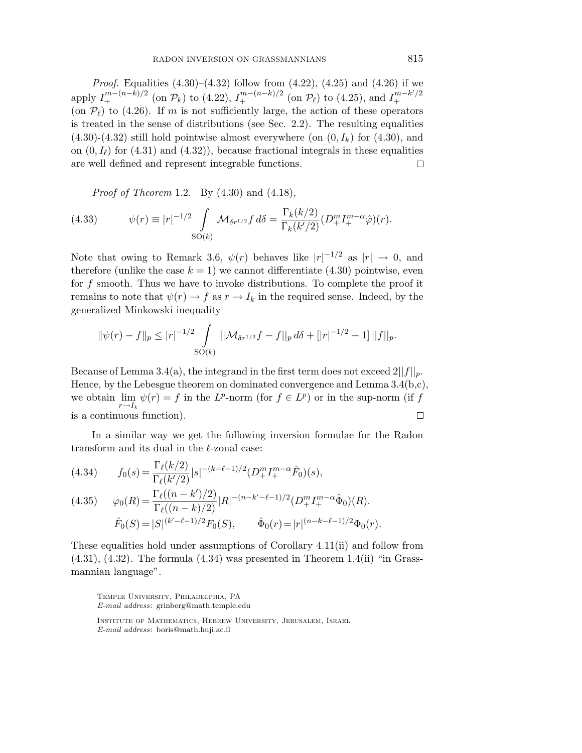*Proof*. Equalities (4.30)–(4.32) follow from (4.22), (4.25) and (4.26) if we apply $I_+^{m-(n-k)/2}$ (on $\mathcal{P}_k$) to (4.22), $I_+^{m-(n-k)/2}$ (on $\mathcal{P}_\ell$) to (4.25), and $I_+^{m-k'/2}$ (on $\mathcal{P}_\ell$) to (4.26). If $m$ is not sufficiently large, the action of these operators is treated in the sense of distributions (see Sec. 2.2). The resulting equalities (4.30)-(4.32) still hold pointwise almost everywhere (on $(0, I_k)$ for (4.30), and on $(0, I_\ell)$ for (4.31) and (4.32)), because fractional integrals in these equalities are well defined and represent integrable functions. $\square$

*Proof of Theorem* 1.2. By (4.30) and (4.18),

$$\psi(r) \equiv |r|^{-1/2} \int\limits_{\mathrm{SO}(k)} \mathcal{M}_{\delta r^{1/2}} f \, d\delta = \frac{\Gamma_k(k/2)}{\Gamma_k(k'/2)} (D_+^m I_+^{m-\alpha} \hat{\varphi})(r). \tag{4.33}$$

Note that owing to Remark 3.6, $\psi(r)$ behaves like $|r|^{-1/2}$ as $|r| \to 0$, and therefore (unlike the case $k = 1$) we cannot differentiate (4.30) pointwise, even for $f$ smooth. Thus we have to invoke distributions. To complete the proof it remains to note that $\psi(r) \to f$ as $r \to I_k$ in the required sense. Indeed, by the generalized Minkowski inequality

$$\|\psi(r) - f\|_p \le |r|^{-1/2} \int\limits_{\mathrm{SO}(k)} ||\mathcal{M}_{\delta r^{1/2}} f - f||_p \, d\delta + [|r|^{-1/2} - 1] \, ||f||_p.$$

Because of Lemma 3.4(a), the integrand in the first term does not exceed $2||f||_p$. Hence, by the Lebesgue theorem on dominated convergence and Lemma 3.4(b,c), we obtain $\lim\limits_{r \to I_k} \psi(r) = f$ in the $L^p$-norm (for $f \in L^p$) or in the sup-norm (if $f$ is a continuous function). $\square$

In a similar way we get the following inversion formulae for the Radon transform and its dual in the $\ell$-zonal case:

$$f_0(s) = \frac{\Gamma_\ell(k/2)}{\Gamma_\ell(k'/2)} |s|^{-(k-\ell-1)/2} (D_+^m I_+^{m-\alpha} \hat{F}_0)(s), \tag{4.34}$$

$$\varphi_0(R) = \frac{\Gamma_\ell((n-k')/2)}{\Gamma_\ell((n-k)/2)} |R|^{-(n-k'-\ell-1)/2} (D_+^m I_+^{m-\alpha} \hat{\Phi}_0)(R). \tag{4.35}$$

$$\hat{F}_0(S) = |S|^{(k'-\ell-1)/2} F_0(S), \qquad \hat{\Phi}_0(r) = |r|^{(n-k-\ell-1)/2} \Phi_0(r).$$

These equalities hold under assumptions of Corollary 4.11(ii) and follow from (4.31), (4.32). The formula (4.34) was presented in Theorem 1.4(ii) "in Grassmannian language".

Temple University, Philadelphia, PA
*E-mail address*: grinberg@math.temple.edu

Institute of Mathematics, Hebrew University, Jerusalem, Israel
*E-mail address*: boris@math.huji.ac.il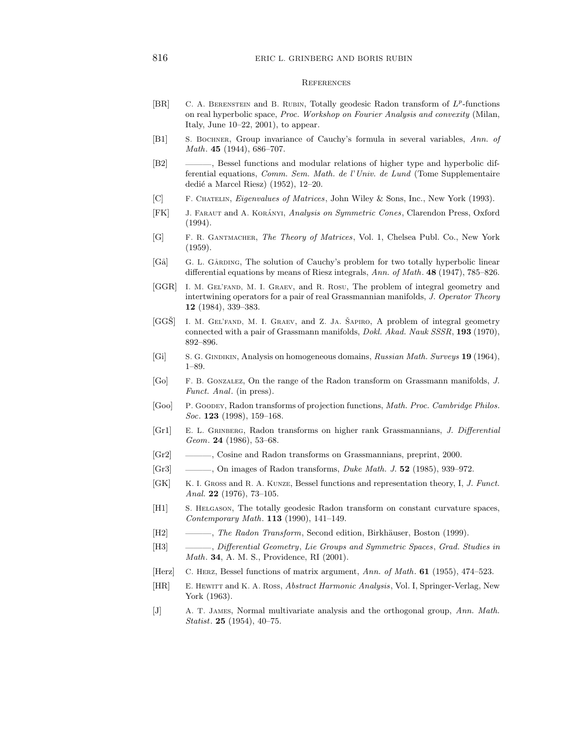## References

[BR] C. A. Berenstein and B. Rubin, Totally geodesic Radon transform of $L^p$-functions on real hyperbolic space, *Proc. Workshop on Fourier Analysis and convexity* (Milan, Italy, June 10–22, 2001), to appear.

[B1] S. Bochner, Group invariance of Cauchy's formula in several variables, *Ann. of Math.* **45** (1944), 686–707.

[B2] ———, Bessel functions and modular relations of higher type and hyperbolic differential equations, *Comm. Sem. Math. de l'Univ. de Lund* (Tome Supplementaire dedié a Marcel Riesz) (1952), 12–20.

[C] F. Chatelin, *Eigenvalues of Matrices*, John Wiley & Sons, Inc., New York (1993).

[FK] J. Faraut and A. Korányi, *Analysis on Symmetric Cones*, Clarendon Press, Oxford (1994).

[G] F. R. Gantmacher, *The Theory of Matrices*, Vol. 1, Chelsea Publ. Co., New York (1959).

[Gå] G. L. Gårding, The solution of Cauchy's problem for two totally hyperbolic linear differential equations by means of Riesz integrals, *Ann. of Math.* **48** (1947), 785–826.

[GGR] I. M. Gel'fand, M. I. Graev, and R. Rosu, The problem of integral geometry and intertwining operators for a pair of real Grassmannian manifolds, *J. Operator Theory* **12** (1984), 339–383.

[GGŠ] I. M. Gel'fand, M. I. Graev, and Z. Ja. Šapiro, A problem of integral geometry connected with a pair of Grassmann manifolds, *Dokl. Akad. Nauk SSSR*, **193** (1970), 892–896.

[Gi] S. G. Gindikin, Analysis on homogeneous domains, *Russian Math. Surveys* **19** (1964), 1–89.

[Go] F. B. Gonzalez, On the range of the Radon transform on Grassmann manifolds, *J. Funct. Anal.* (in press).

[Goo] P. Goodey, Radon transforms of projection functions, *Math. Proc. Cambridge Philos. Soc.* **123** (1998), 159–168.

[Gr1] E. L. Grinberg, Radon transforms on higher rank Grassmannians, *J. Differential Geom.* **24** (1986), 53–68.

[Gr2] ———, Cosine and Radon transforms on Grassmannians, preprint, 2000.

[Gr3] ———, On images of Radon transforms, *Duke Math. J.* **52** (1985), 939–972.

[GK] K. I. Gross and R. A. Kunze, Bessel functions and representation theory, I, *J. Funct. Anal.* **22** (1976), 73–105.

[H1] S. Helgason, The totally geodesic Radon transform on constant curvature spaces, *Contemporary Math.* **113** (1990), 141–149.

[H2] ———, *The Radon Transform*, Second edition, Birkhäuser, Boston (1999).

[H3] ———, *Differential Geometry, Lie Groups and Symmetric Spaces*, *Grad. Studies in Math.* **34**, A. M. S., Providence, RI (2001).

[Herz] C. Herz, Bessel functions of matrix argument, *Ann. of Math.* **61** (1955), 474–523.

[HR] E. Hewitt and K. A. Ross, *Abstract Harmonic Analysis*, Vol. I, Springer-Verlag, New York (1963).

[J] A. T. James, Normal multivariate analysis and the orthogonal group, *Ann. Math. Statist.* **25** (1954), 40–75.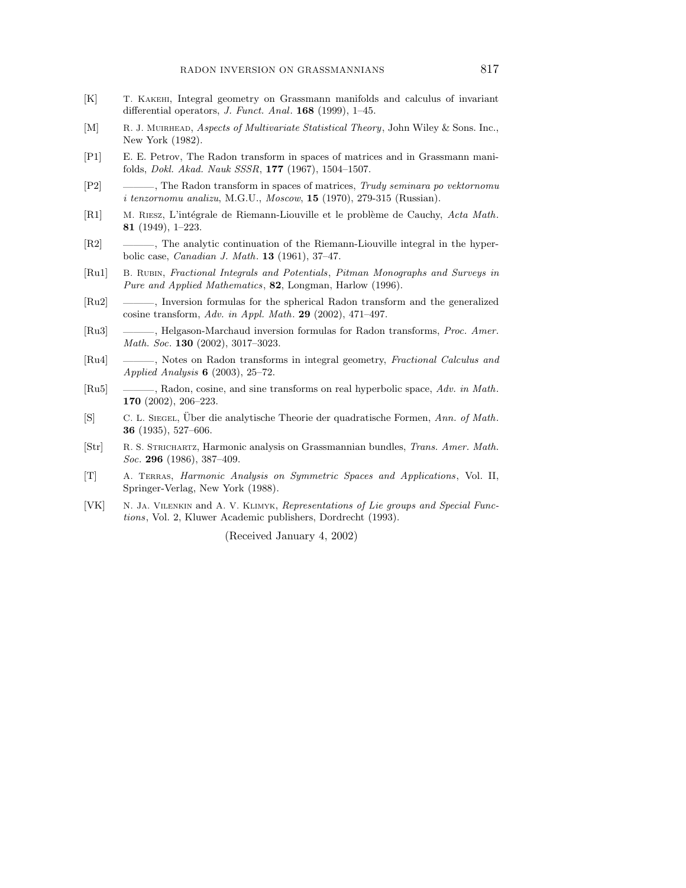[K] T. Kakehi, Integral geometry on Grassmann manifolds and calculus of invariant differential operators, *J. Funct. Anal*. **168** (1999), 1–45.

[M] R. J. Muirhead, *Aspects of Multivariate Statistical Theory*, John Wiley & Sons. Inc., New York (1982).

[P1] E. E. Petrov, The Radon transform in spaces of matrices and in Grassmann manifolds, *Dokl. Akad. Nauk SSSR*, **177** (1967), 1504–1507.

[P2] ———, The Radon transform in spaces of matrices, *Trudy seminara po vektornomu i tenzornomu analizu*, M.G.U., *Moscow*, **15** (1970), 279-315 (Russian).

[R1] M. Riesz, L'intégrale de Riemann-Liouville et le problème de Cauchy, *Acta Math*. **81** (1949), 1–223.

[R2] ———, The analytic continuation of the Riemann-Liouville integral in the hyperbolic case, *Canadian J. Math*. **13** (1961), 37–47.

[Ru1] B. Rubin, *Fractional Integrals and Potentials*, *Pitman Monographs and Surveys in Pure and Applied Mathematics*, **82**, Longman, Harlow (1996).

[Ru2] ———, Inversion formulas for the spherical Radon transform and the generalized cosine transform, *Adv. in Appl. Math*. **29** (2002), 471–497.

[Ru3] ———, Helgason-Marchaud inversion formulas for Radon transforms, *Proc. Amer. Math. Soc*. **130** (2002), 3017–3023.

[Ru4] ———, Notes on Radon transforms in integral geometry, *Fractional Calculus and Applied Analysis* **6** (2003), 25–72.

[Ru5] ———, Radon, cosine, and sine transforms on real hyperbolic space, *Adv. in Math*. **170** (2002), 206–223.

[S] C. L. Siegel, Über die analytische Theorie der quadratische Formen, *Ann. of Math*. **36** (1935), 527–606.

[Str] R. S. Strichartz, Harmonic analysis on Grassmannian bundles, *Trans. Amer. Math. Soc*. **296** (1986), 387–409.

[T] A. Terras, *Harmonic Analysis on Symmetric Spaces and Applications*, Vol. II, Springer-Verlag, New York (1988).

[VK] N. Ja. Vilenkin and A. V. Klimyk, *Representations of Lie groups and Special Functions*, Vol. 2, Kluwer Academic publishers, Dordrecht (1993).

(Received January 4, 2002)